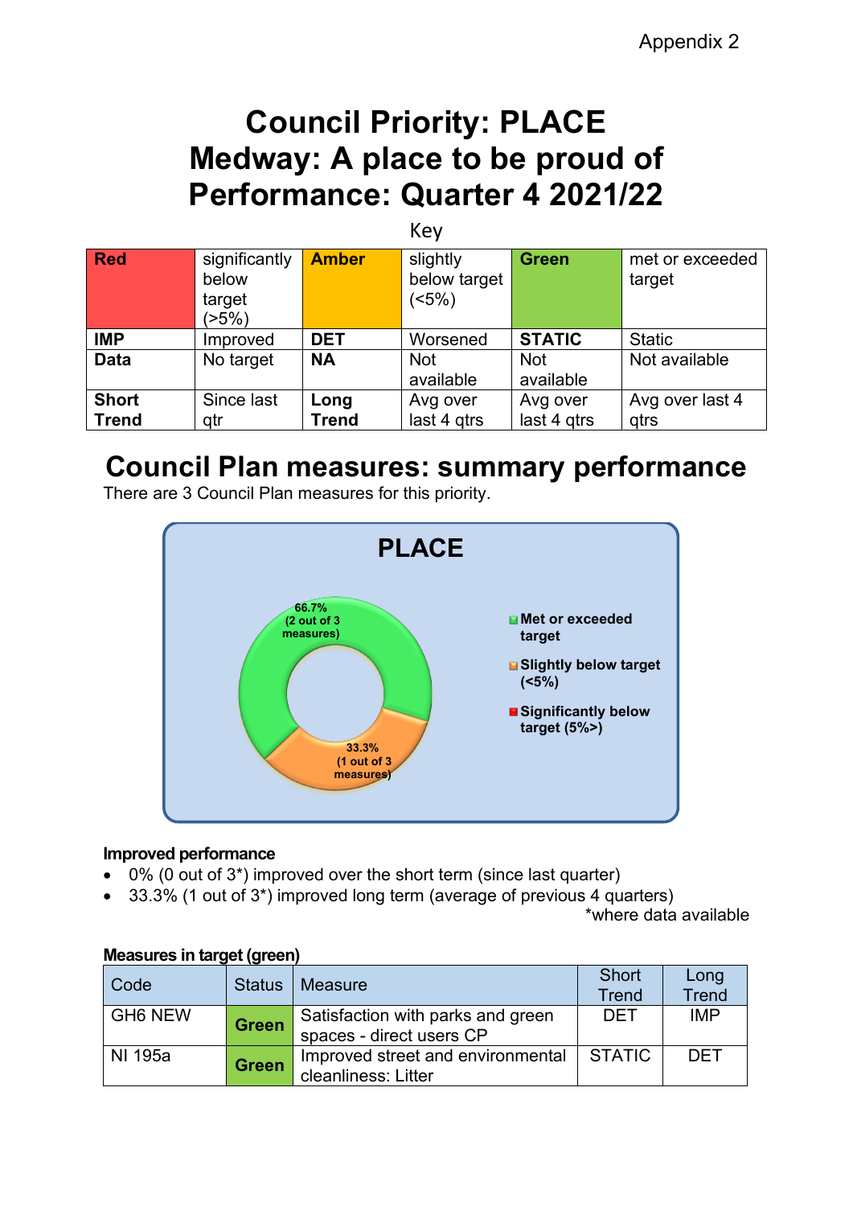Appendix 2

# Council Priority: PLACE
# Medway: A place to be proud of
# Performance: Quarter 4 2021/22

Key

| **Red** | significantly below target (>5%) | **Amber** | slightly below target (<5%) | **Green** | met or exceeded target |
|---|---|---|---|---|---|
| **IMP** | Improved | **DET** | Worsened | **STATIC** | Static |
| **Data** | No target | **NA** | Not available | Not available | Not available |
| **Short Trend** | Since last qtr | **Long Trend** | Avg over last 4 qtrs | Avg over last 4 qtrs | Avg over last 4 qtrs |

## Council Plan measures: summary performance

There are 3 Council Plan measures for this priority.

**PLACE**

- 66.7% (2 out of 3 measures)
- 33.3% (1 out of 3 measures)

- Met or exceeded target
- Slightly below target (<5%)
- Significantly below target (5%>)

**Improved performance**

- 0% (0 out of 3*) improved over the short term (since last quarter)
- 33.3% (1 out of 3*) improved long term (average of previous 4 quarters)

*where data available

**Measures in target (green)**

| Code | Status | Measure | Short Trend | Long Trend |
|---|---|---|---|---|
| GH6 NEW | **Green** | Satisfaction with parks and green spaces - direct users CP | DET | IMP |
| NI 195a | **Green** | Improved street and environmental cleanliness: Litter | STATIC | DET |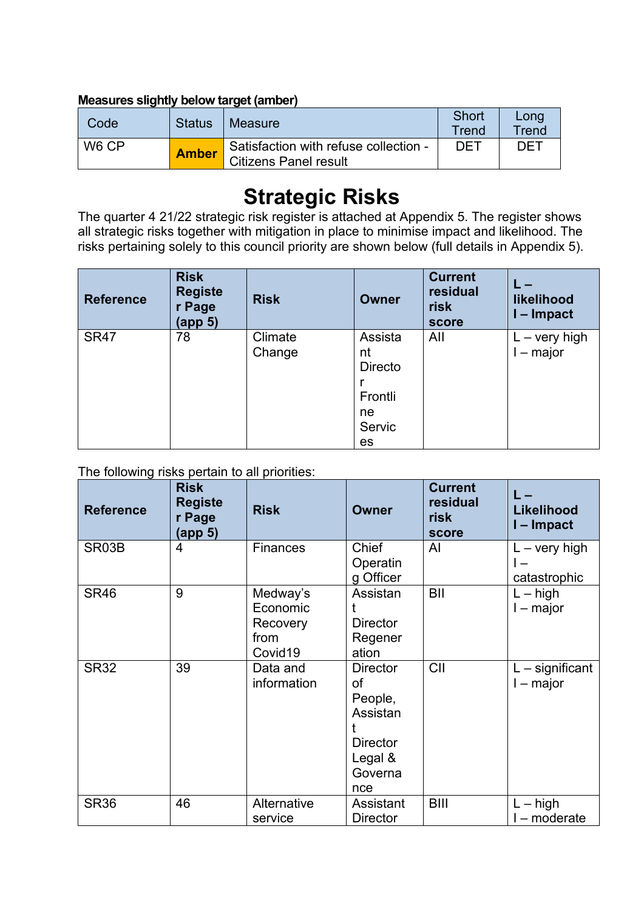**Measures slightly below target (amber)**

| Code | Status | Measure | Short Trend | Long Trend |
|---|---|---|---|---|
| W6 CP | **Amber** | Satisfaction with refuse collection - Citizens Panel result | DET | DET |

# Strategic Risks

The quarter 4 21/22 strategic risk register is attached at Appendix 5. The register shows all strategic risks together with mitigation in place to minimise impact and likelihood. The risks pertaining solely to this council priority are shown below (full details in Appendix 5).

| Reference | Risk Register Page (app 5) | Risk | Owner | Current residual risk score | L – likelihood I – Impact |
|---|---|---|---|---|---|
| SR47 | 78 | Climate Change | Assistant Director Frontline Services | AII | L – very high I – major |

The following risks pertain to all priorities:

| Reference | Risk Register Page (app 5) | Risk | Owner | Current residual risk score | L – Likelihood I – Impact |
|---|---|---|---|---|---|
| SR03B | 4 | Finances | Chief Operating Officer | AI | L – very high I – catastrophic |
| SR46 | 9 | Medway's Economic Recovery from Covid19 | Assistant Director Regeneration | BII | L – high I – major |
| SR32 | 39 | Data and information | Director of People, Assistant Director Legal & Governance | CII | L – significant I – major |
| SR36 | 46 | Alternative service | Assistant Director | BIII | L – high I – moderate |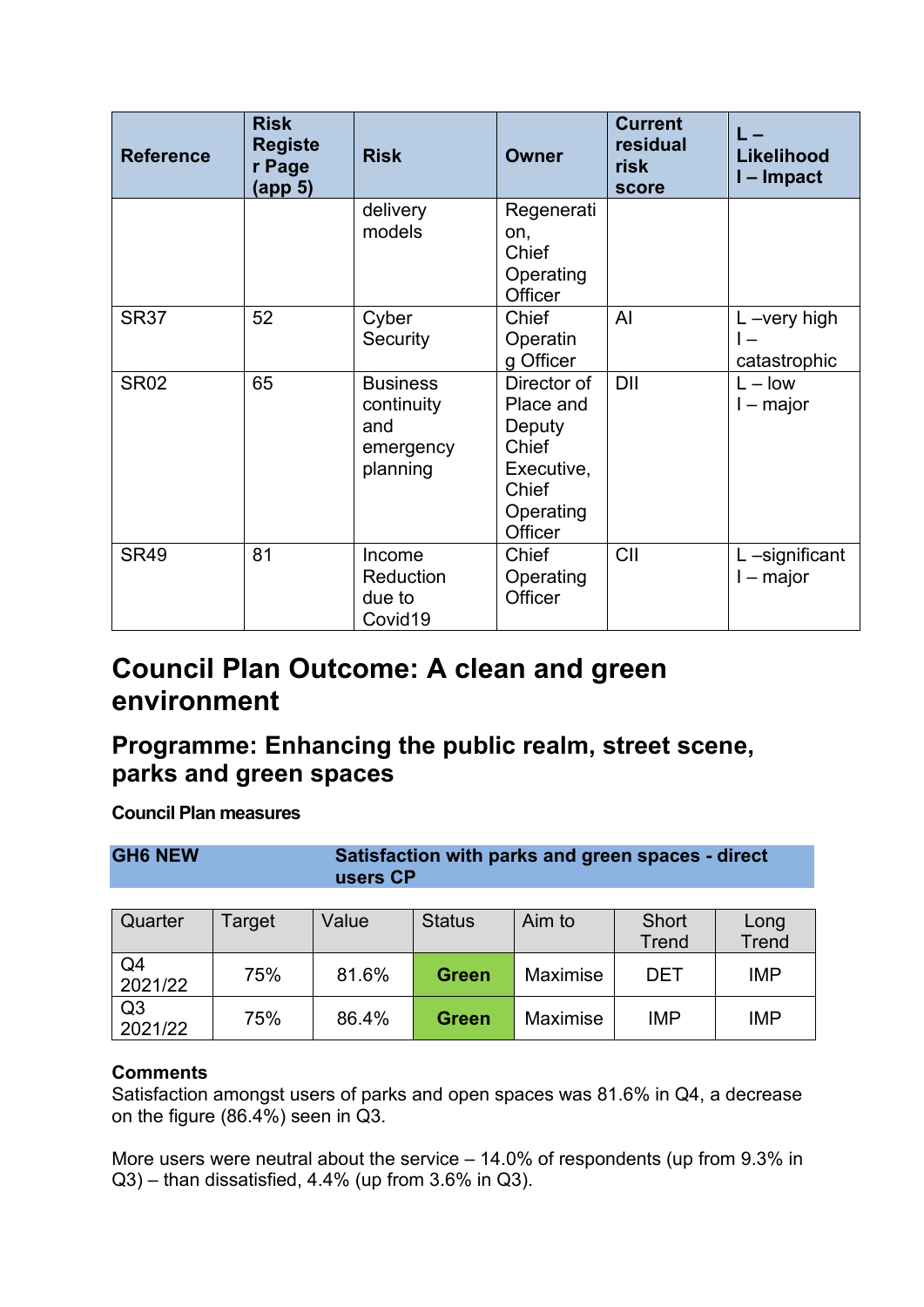| Reference | Risk Register Page (app 5) | Risk | Owner | Current residual risk score | L – Likelihood I – Impact |
|---|---|---|---|---|---|
| | | delivery models | Regeneration, Chief Operating Officer | | |
| SR37 | 52 | Cyber Security | Chief Operating Officer | AI | L –very high I – catastrophic |
| SR02 | 65 | Business continuity and emergency planning | Director of Place and Deputy Chief Executive, Chief Operating Officer | DII | L – low I – major |
| SR49 | 81 | Income Reduction due to Covid19 | Chief Operating Officer | CII | L –significant I – major |

# Council Plan Outcome: A clean and green environment

## Programme: Enhancing the public realm, street scene, parks and green spaces

**Council Plan measures**

| GH6 NEW | Satisfaction with parks and green spaces - direct users CP |
|---|---|

| Quarter | Target | Value | Status | Aim to | Short Trend | Long Trend |
|---|---|---|---|---|---|---|
| Q4 2021/22 | 75% | 81.6% | **Green** | Maximise | DET | IMP |
| Q3 2021/22 | 75% | 86.4% | **Green** | Maximise | IMP | IMP |

**Comments**

Satisfaction amongst users of parks and open spaces was 81.6% in Q4, a decrease on the figure (86.4%) seen in Q3.

More users were neutral about the service – 14.0% of respondents (up from 9.3% in Q3) – than dissatisfied, 4.4% (up from 3.6% in Q3).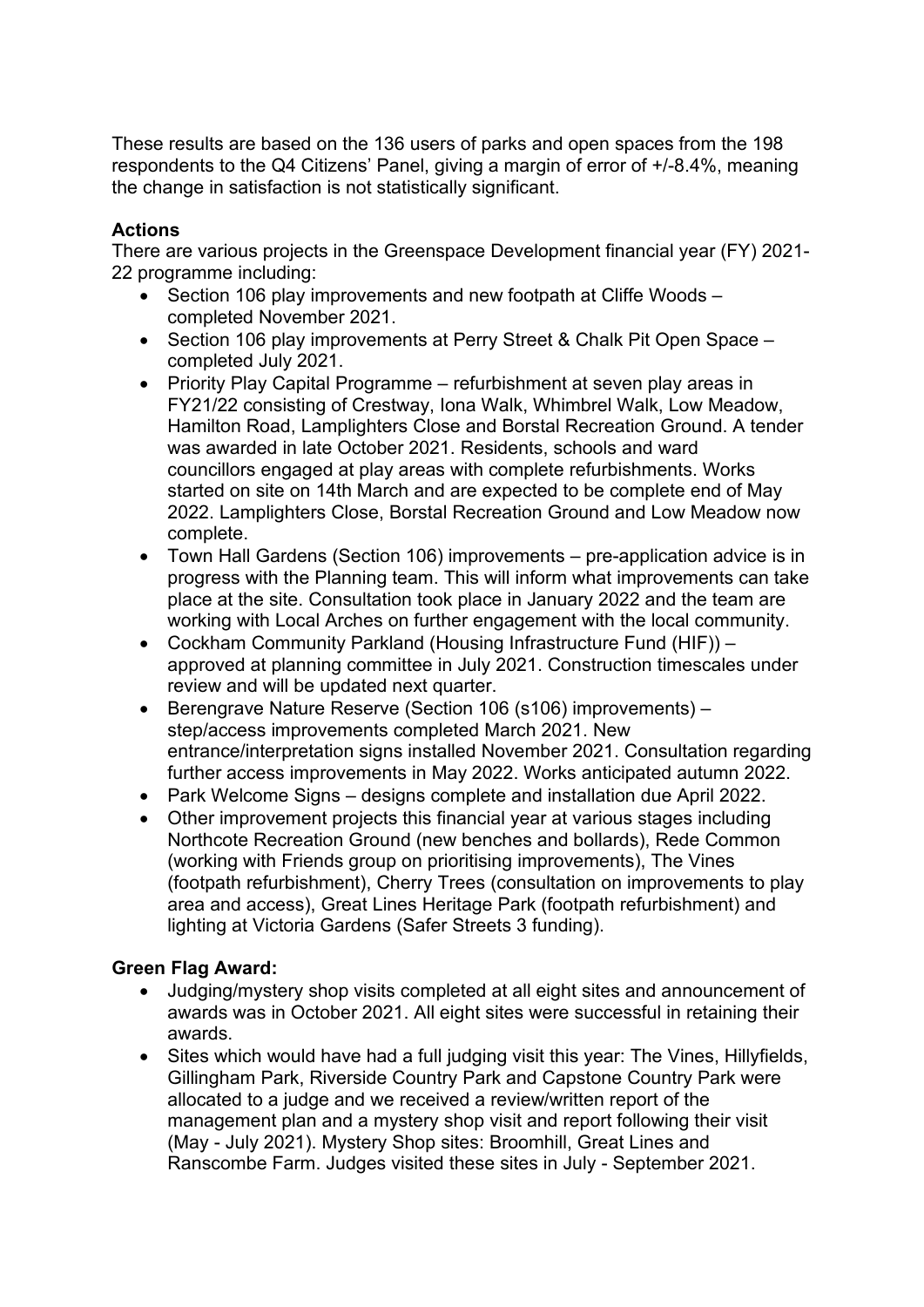These results are based on the 136 users of parks and open spaces from the 198 respondents to the Q4 Citizens' Panel, giving a margin of error of +/-8.4%, meaning the change in satisfaction is not statistically significant.

**Actions**

There are various projects in the Greenspace Development financial year (FY) 2021-22 programme including:

- Section 106 play improvements and new footpath at Cliffe Woods – completed November 2021.
- Section 106 play improvements at Perry Street & Chalk Pit Open Space – completed July 2021.
- Priority Play Capital Programme – refurbishment at seven play areas in FY21/22 consisting of Crestway, Iona Walk, Whimbrel Walk, Low Meadow, Hamilton Road, Lamplighters Close and Borstal Recreation Ground. A tender was awarded in late October 2021. Residents, schools and ward councillors engaged at play areas with complete refurbishments. Works started on site on 14th March and are expected to be complete end of May 2022. Lamplighters Close, Borstal Recreation Ground and Low Meadow now complete.
- Town Hall Gardens (Section 106) improvements – pre-application advice is in progress with the Planning team. This will inform what improvements can take place at the site. Consultation took place in January 2022 and the team are working with Local Arches on further engagement with the local community.
- Cockham Community Parkland (Housing Infrastructure Fund (HIF)) – approved at planning committee in July 2021. Construction timescales under review and will be updated next quarter.
- Berengrave Nature Reserve (Section 106 (s106) improvements) – step/access improvements completed March 2021. New entrance/interpretation signs installed November 2021. Consultation regarding further access improvements in May 2022. Works anticipated autumn 2022.
- Park Welcome Signs – designs complete and installation due April 2022.
- Other improvement projects this financial year at various stages including Northcote Recreation Ground (new benches and bollards), Rede Common (working with Friends group on prioritising improvements), The Vines (footpath refurbishment), Cherry Trees (consultation on improvements to play area and access), Great Lines Heritage Park (footpath refurbishment) and lighting at Victoria Gardens (Safer Streets 3 funding).

**Green Flag Award:**

- Judging/mystery shop visits completed at all eight sites and announcement of awards was in October 2021. All eight sites were successful in retaining their awards.
- Sites which would have had a full judging visit this year: The Vines, Hillyfields, Gillingham Park, Riverside Country Park and Capstone Country Park were allocated to a judge and we received a review/written report of the management plan and a mystery shop visit and report following their visit (May - July 2021). Mystery Shop sites: Broomhill, Great Lines and Ranscombe Farm. Judges visited these sites in July - September 2021.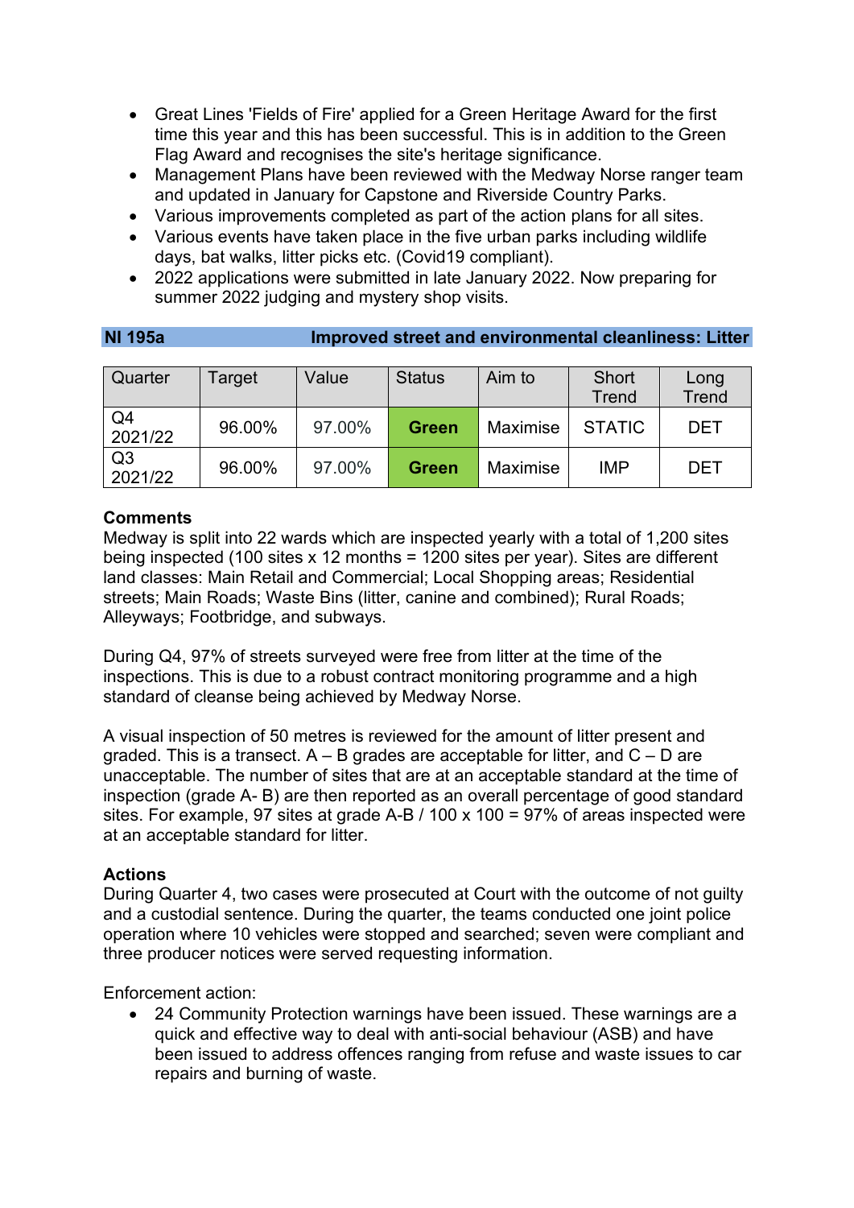- Great Lines 'Fields of Fire' applied for a Green Heritage Award for the first time this year and this has been successful. This is in addition to the Green Flag Award and recognises the site's heritage significance.
- Management Plans have been reviewed with the Medway Norse ranger team and updated in January for Capstone and Riverside Country Parks.
- Various improvements completed as part of the action plans for all sites.
- Various events have taken place in the five urban parks including wildlife days, bat walks, litter picks etc. (Covid19 compliant).
- 2022 applications were submitted in late January 2022. Now preparing for summer 2022 judging and mystery shop visits.

## NI 195a Improved street and environmental cleanliness: Litter

| Quarter | Target | Value | Status | Aim to | Short Trend | Long Trend |
|---|---|---|---|---|---|---|
| Q4 2021/22 | 96.00% | 97.00% | Green | Maximise | STATIC | DET |
| Q3 2021/22 | 96.00% | 97.00% | Green | Maximise | IMP | DET |

**Comments**

Medway is split into 22 wards which are inspected yearly with a total of 1,200 sites being inspected (100 sites x 12 months = 1200 sites per year). Sites are different land classes: Main Retail and Commercial; Local Shopping areas; Residential streets; Main Roads; Waste Bins (litter, canine and combined); Rural Roads; Alleyways; Footbridge, and subways.

During Q4, 97% of streets surveyed were free from litter at the time of the inspections. This is due to a robust contract monitoring programme and a high standard of cleanse being achieved by Medway Norse.

A visual inspection of 50 metres is reviewed for the amount of litter present and graded. This is a transect. A – B grades are acceptable for litter, and C – D are unacceptable. The number of sites that are at an acceptable standard at the time of inspection (grade A- B) are then reported as an overall percentage of good standard sites. For example, 97 sites at grade A-B / 100 x 100 = 97% of areas inspected were at an acceptable standard for litter.

**Actions**

During Quarter 4, two cases were prosecuted at Court with the outcome of not guilty and a custodial sentence. During the quarter, the teams conducted one joint police operation where 10 vehicles were stopped and searched; seven were compliant and three producer notices were served requesting information.

Enforcement action:

- 24 Community Protection warnings have been issued. These warnings are a quick and effective way to deal with anti-social behaviour (ASB) and have been issued to address offences ranging from refuse and waste issues to car repairs and burning of waste.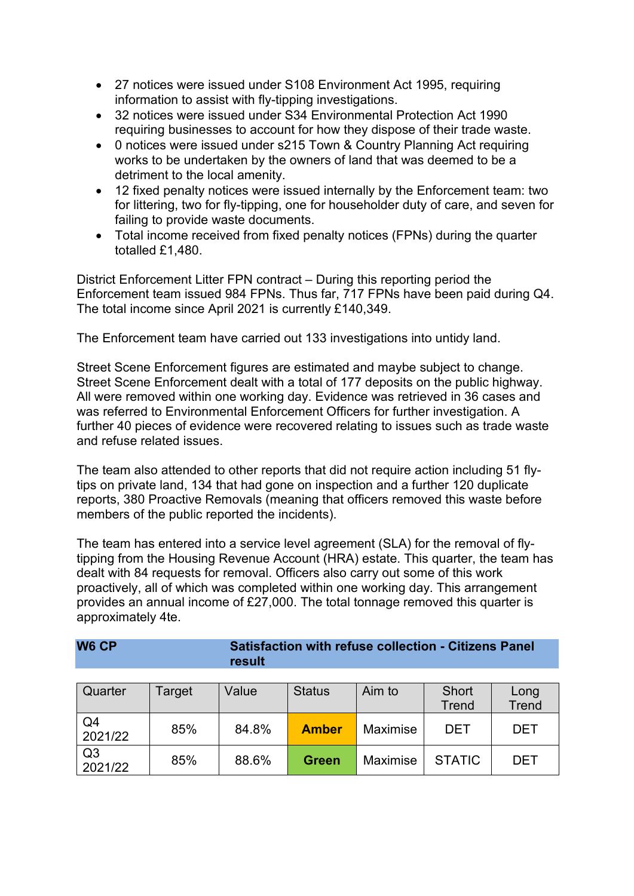- 27 notices were issued under S108 Environment Act 1995, requiring information to assist with fly-tipping investigations.
- 32 notices were issued under S34 Environmental Protection Act 1990 requiring businesses to account for how they dispose of their trade waste.
- 0 notices were issued under s215 Town & Country Planning Act requiring works to be undertaken by the owners of land that was deemed to be a detriment to the local amenity.
- 12 fixed penalty notices were issued internally by the Enforcement team: two for littering, two for fly-tipping, one for householder duty of care, and seven for failing to provide waste documents.
- Total income received from fixed penalty notices (FPNs) during the quarter totalled £1,480.

District Enforcement Litter FPN contract – During this reporting period the Enforcement team issued 984 FPNs. Thus far, 717 FPNs have been paid during Q4. The total income since April 2021 is currently £140,349.

The Enforcement team have carried out 133 investigations into untidy land.

Street Scene Enforcement figures are estimated and maybe subject to change. Street Scene Enforcement dealt with a total of 177 deposits on the public highway. All were removed within one working day. Evidence was retrieved in 36 cases and was referred to Environmental Enforcement Officers for further investigation. A further 40 pieces of evidence were recovered relating to issues such as trade waste and refuse related issues.

The team also attended to other reports that did not require action including 51 fly-tips on private land, 134 that had gone on inspection and a further 120 duplicate reports, 380 Proactive Removals (meaning that officers removed this waste before members of the public reported the incidents).

The team has entered into a service level agreement (SLA) for the removal of fly-tipping from the Housing Revenue Account (HRA) estate. This quarter, the team has dealt with 84 requests for removal. Officers also carry out some of this work proactively, all of which was completed within one working day. This arrangement provides an annual income of £27,000. The total tonnage removed this quarter is approximately 4te.

| **W6 CP** | **Satisfaction with refuse collection - Citizens Panel result** |
|---|---|

| Quarter | Target | Value | Status | Aim to | Short Trend | Long Trend |
|---|---|---|---|---|---|---|
| Q4 2021/22 | 85% | 84.8% | **Amber** | Maximise | DET | DET |
| Q3 2021/22 | 85% | 88.6% | **Green** | Maximise | STATIC | DET |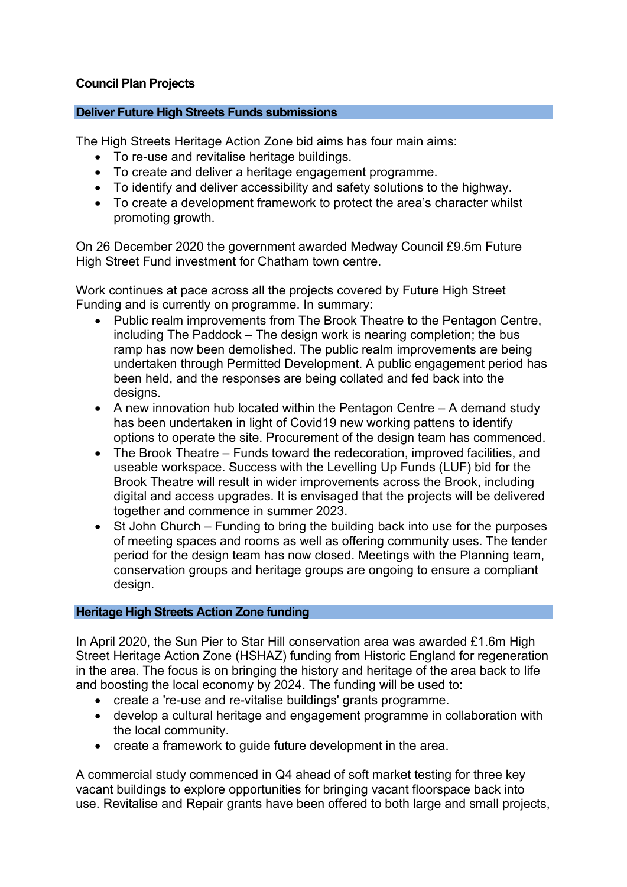**Council Plan Projects**

## Deliver Future High Streets Funds submissions

The High Streets Heritage Action Zone bid aims has four main aims:

- To re-use and revitalise heritage buildings.
- To create and deliver a heritage engagement programme.
- To identify and deliver accessibility and safety solutions to the highway.
- To create a development framework to protect the area's character whilst promoting growth.

On 26 December 2020 the government awarded Medway Council £9.5m Future High Street Fund investment for Chatham town centre.

Work continues at pace across all the projects covered by Future High Street Funding and is currently on programme. In summary:

- Public realm improvements from The Brook Theatre to the Pentagon Centre, including The Paddock – The design work is nearing completion; the bus ramp has now been demolished. The public realm improvements are being undertaken through Permitted Development. A public engagement period has been held, and the responses are being collated and fed back into the designs.
- A new innovation hub located within the Pentagon Centre – A demand study has been undertaken in light of Covid19 new working pattens to identify options to operate the site. Procurement of the design team has commenced.
- The Brook Theatre – Funds toward the redecoration, improved facilities, and useable workspace. Success with the Levelling Up Funds (LUF) bid for the Brook Theatre will result in wider improvements across the Brook, including digital and access upgrades. It is envisaged that the projects will be delivered together and commence in summer 2023.
- St John Church – Funding to bring the building back into use for the purposes of meeting spaces and rooms as well as offering community uses. The tender period for the design team has now closed. Meetings with the Planning team, conservation groups and heritage groups are ongoing to ensure a compliant design.

## Heritage High Streets Action Zone funding

In April 2020, the Sun Pier to Star Hill conservation area was awarded £1.6m High Street Heritage Action Zone (HSHAZ) funding from Historic England for regeneration in the area. The focus is on bringing the history and heritage of the area back to life and boosting the local economy by 2024. The funding will be used to:

- create a 're-use and re-vitalise buildings' grants programme.
- develop a cultural heritage and engagement programme in collaboration with the local community.
- create a framework to guide future development in the area.

A commercial study commenced in Q4 ahead of soft market testing for three key vacant buildings to explore opportunities for bringing vacant floorspace back into use. Revitalise and Repair grants have been offered to both large and small projects,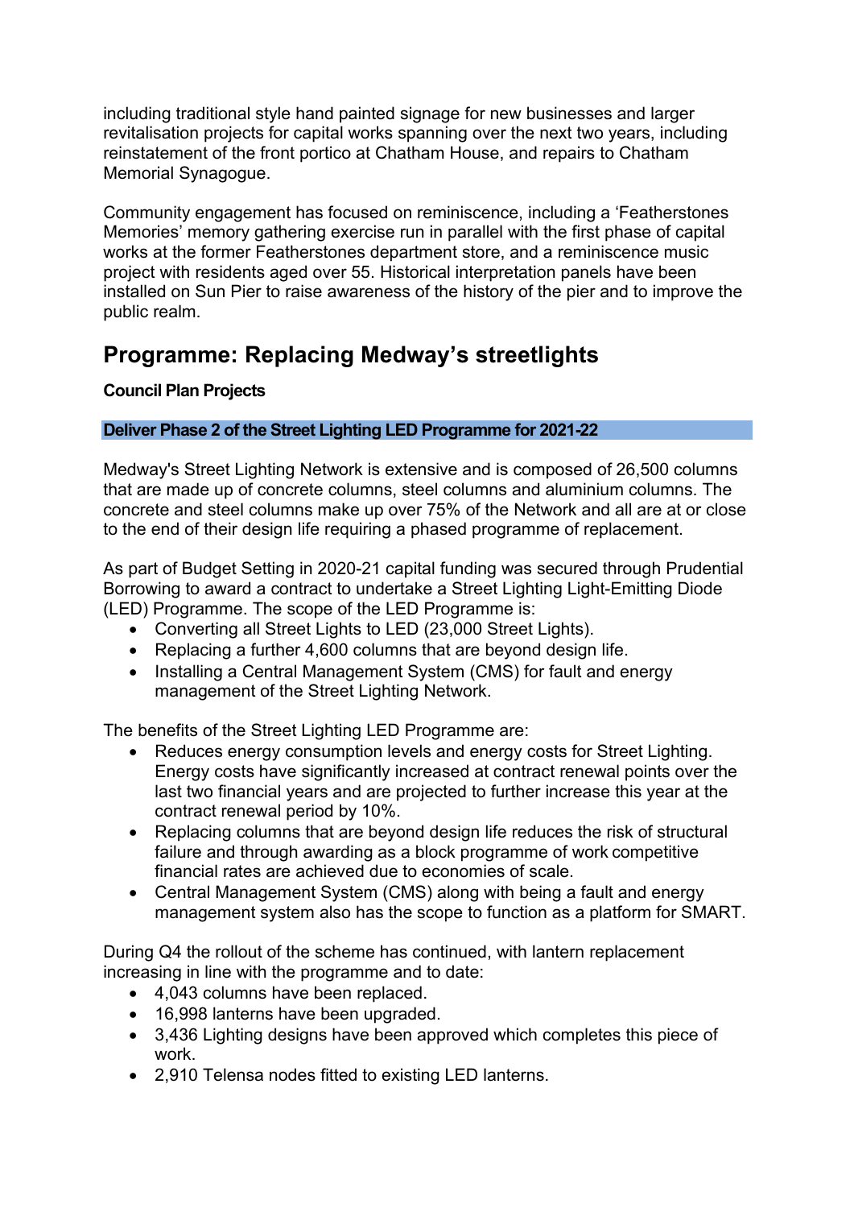including traditional style hand painted signage for new businesses and larger revitalisation projects for capital works spanning over the next two years, including reinstatement of the front portico at Chatham House, and repairs to Chatham Memorial Synagogue.

Community engagement has focused on reminiscence, including a 'Featherstones Memories' memory gathering exercise run in parallel with the first phase of capital works at the former Featherstones department store, and a reminiscence music project with residents aged over 55. Historical interpretation panels have been installed on Sun Pier to raise awareness of the history of the pier and to improve the public realm.

## Programme: Replacing Medway's streetlights

**Council Plan Projects**

**Deliver Phase 2 of the Street Lighting LED Programme for 2021-22**

Medway's Street Lighting Network is extensive and is composed of 26,500 columns that are made up of concrete columns, steel columns and aluminium columns. The concrete and steel columns make up over 75% of the Network and all are at or close to the end of their design life requiring a phased programme of replacement.

As part of Budget Setting in 2020-21 capital funding was secured through Prudential Borrowing to award a contract to undertake a Street Lighting Light-Emitting Diode (LED) Programme. The scope of the LED Programme is:

- Converting all Street Lights to LED (23,000 Street Lights).
- Replacing a further 4,600 columns that are beyond design life.
- Installing a Central Management System (CMS) for fault and energy management of the Street Lighting Network.

The benefits of the Street Lighting LED Programme are:

- Reduces energy consumption levels and energy costs for Street Lighting. Energy costs have significantly increased at contract renewal points over the last two financial years and are projected to further increase this year at the contract renewal period by 10%.
- Replacing columns that are beyond design life reduces the risk of structural failure and through awarding as a block programme of work competitive financial rates are achieved due to economies of scale.
- Central Management System (CMS) along with being a fault and energy management system also has the scope to function as a platform for SMART.

During Q4 the rollout of the scheme has continued, with lantern replacement increasing in line with the programme and to date:

- 4,043 columns have been replaced.
- 16,998 lanterns have been upgraded.
- 3,436 Lighting designs have been approved which completes this piece of work.
- 2,910 Telensa nodes fitted to existing LED lanterns.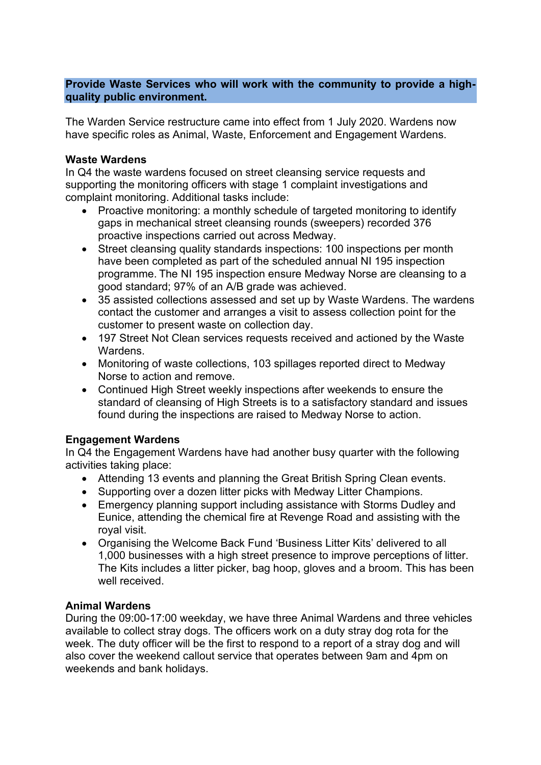**Provide Waste Services who will work with the community to provide a high-quality public environment.**

The Warden Service restructure came into effect from 1 July 2020. Wardens now have specific roles as Animal, Waste, Enforcement and Engagement Wardens.

**Waste Wardens**

In Q4 the waste wardens focused on street cleansing service requests and supporting the monitoring officers with stage 1 complaint investigations and complaint monitoring. Additional tasks include:

- Proactive monitoring: a monthly schedule of targeted monitoring to identify gaps in mechanical street cleansing rounds (sweepers) recorded 376 proactive inspections carried out across Medway.
- Street cleansing quality standards inspections: 100 inspections per month have been completed as part of the scheduled annual NI 195 inspection programme. The NI 195 inspection ensure Medway Norse are cleansing to a good standard; 97% of an A/B grade was achieved.
- 35 assisted collections assessed and set up by Waste Wardens. The wardens contact the customer and arranges a visit to assess collection point for the customer to present waste on collection day.
- 197 Street Not Clean services requests received and actioned by the Waste Wardens.
- Monitoring of waste collections, 103 spillages reported direct to Medway Norse to action and remove.
- Continued High Street weekly inspections after weekends to ensure the standard of cleansing of High Streets is to a satisfactory standard and issues found during the inspections are raised to Medway Norse to action.

**Engagement Wardens**

In Q4 the Engagement Wardens have had another busy quarter with the following activities taking place:

- Attending 13 events and planning the Great British Spring Clean events.
- Supporting over a dozen litter picks with Medway Litter Champions.
- Emergency planning support including assistance with Storms Dudley and Eunice, attending the chemical fire at Revenge Road and assisting with the royal visit.
- Organising the Welcome Back Fund 'Business Litter Kits' delivered to all 1,000 businesses with a high street presence to improve perceptions of litter. The Kits includes a litter picker, bag hoop, gloves and a broom. This has been well received.

**Animal Wardens**

During the 09:00-17:00 weekday, we have three Animal Wardens and three vehicles available to collect stray dogs. The officers work on a duty stray dog rota for the week. The duty officer will be the first to respond to a report of a stray dog and will also cover the weekend callout service that operates between 9am and 4pm on weekends and bank holidays.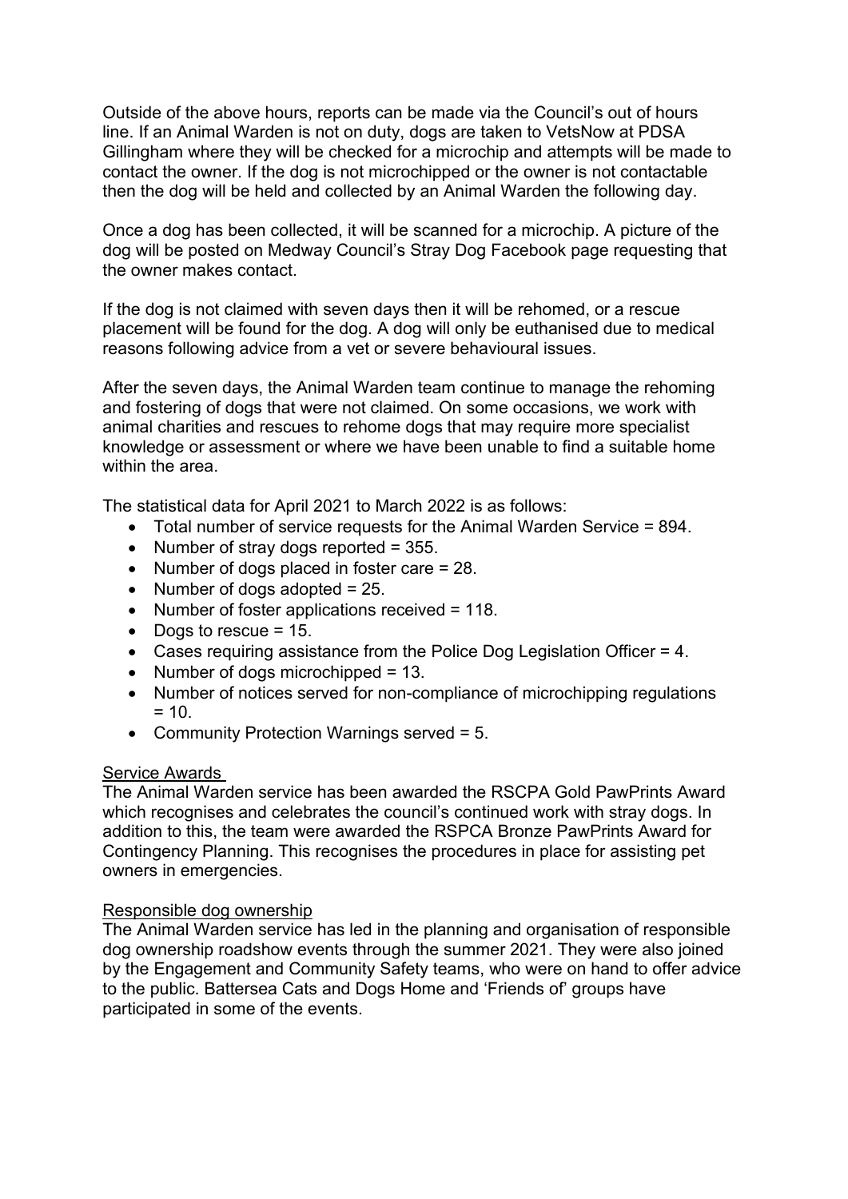Outside of the above hours, reports can be made via the Council's out of hours line. If an Animal Warden is not on duty, dogs are taken to VetsNow at PDSA Gillingham where they will be checked for a microchip and attempts will be made to contact the owner. If the dog is not microchipped or the owner is not contactable then the dog will be held and collected by an Animal Warden the following day.

Once a dog has been collected, it will be scanned for a microchip. A picture of the dog will be posted on Medway Council's Stray Dog Facebook page requesting that the owner makes contact.

If the dog is not claimed with seven days then it will be rehomed, or a rescue placement will be found for the dog. A dog will only be euthanised due to medical reasons following advice from a vet or severe behavioural issues.

After the seven days, the Animal Warden team continue to manage the rehoming and fostering of dogs that were not claimed. On some occasions, we work with animal charities and rescues to rehome dogs that may require more specialist knowledge or assessment or where we have been unable to find a suitable home within the area.

The statistical data for April 2021 to March 2022 is as follows:

- Total number of service requests for the Animal Warden Service = 894.
- Number of stray dogs reported = 355.
- Number of dogs placed in foster care = 28.
- Number of dogs adopted = 25.
- Number of foster applications received = 118.
- Dogs to rescue = 15.
- Cases requiring assistance from the Police Dog Legislation Officer = 4.
- Number of dogs microchipped = 13.
- Number of notices served for non-compliance of microchipping regulations = 10.
- Community Protection Warnings served = 5.

<u>Service Awards</u>

The Animal Warden service has been awarded the RSCPA Gold PawPrints Award which recognises and celebrates the council's continued work with stray dogs. In addition to this, the team were awarded the RSPCA Bronze PawPrints Award for Contingency Planning. This recognises the procedures in place for assisting pet owners in emergencies.

<u>Responsible dog ownership</u>

The Animal Warden service has led in the planning and organisation of responsible dog ownership roadshow events through the summer 2021. They were also joined by the Engagement and Community Safety teams, who were on hand to offer advice to the public. Battersea Cats and Dogs Home and 'Friends of' groups have participated in some of the events.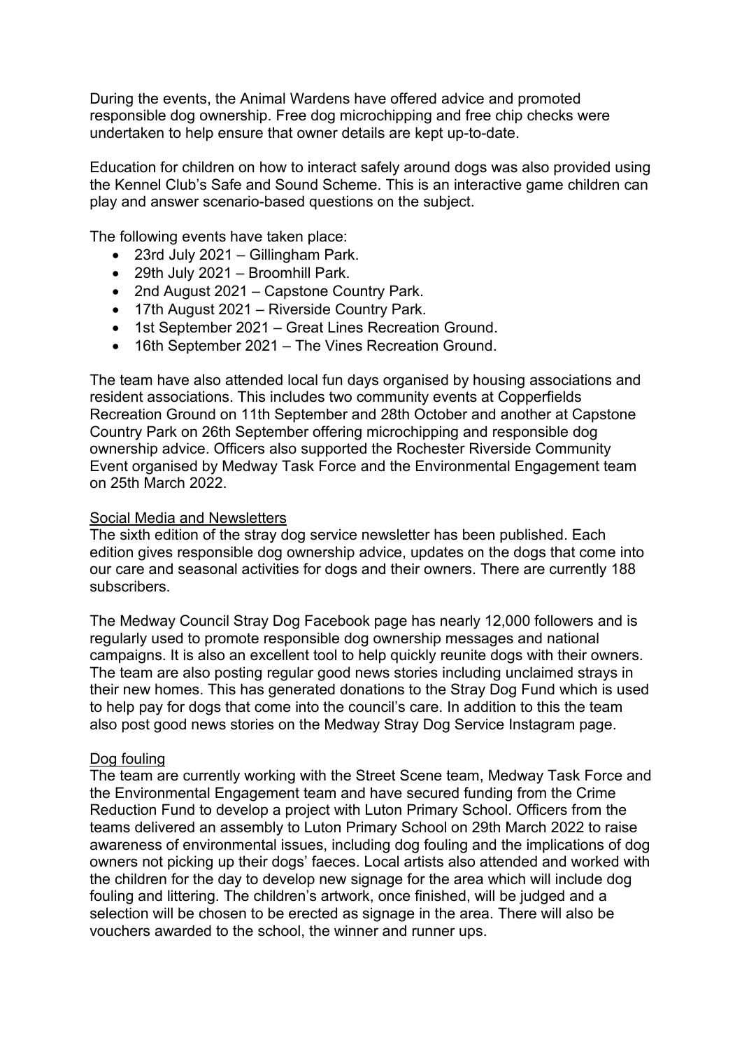During the events, the Animal Wardens have offered advice and promoted responsible dog ownership. Free dog microchipping and free chip checks were undertaken to help ensure that owner details are kept up-to-date.

Education for children on how to interact safely around dogs was also provided using the Kennel Club's Safe and Sound Scheme. This is an interactive game children can play and answer scenario-based questions on the subject.

The following events have taken place:

- 23rd July 2021 – Gillingham Park.
- 29th July 2021 – Broomhill Park.
- 2nd August 2021 – Capstone Country Park.
- 17th August 2021 – Riverside Country Park.
- 1st September 2021 – Great Lines Recreation Ground.
- 16th September 2021 – The Vines Recreation Ground.

The team have also attended local fun days organised by housing associations and resident associations. This includes two community events at Copperfields Recreation Ground on 11th September and 28th October and another at Capstone Country Park on 26th September offering microchipping and responsible dog ownership advice. Officers also supported the Rochester Riverside Community Event organised by Medway Task Force and the Environmental Engagement team on 25th March 2022.

<u>Social Media and Newsletters</u>

The sixth edition of the stray dog service newsletter has been published. Each edition gives responsible dog ownership advice, updates on the dogs that come into our care and seasonal activities for dogs and their owners. There are currently 188 subscribers.

The Medway Council Stray Dog Facebook page has nearly 12,000 followers and is regularly used to promote responsible dog ownership messages and national campaigns. It is also an excellent tool to help quickly reunite dogs with their owners. The team are also posting regular good news stories including unclaimed strays in their new homes. This has generated donations to the Stray Dog Fund which is used to help pay for dogs that come into the council's care. In addition to this the team also post good news stories on the Medway Stray Dog Service Instagram page.

<u>Dog fouling</u>

The team are currently working with the Street Scene team, Medway Task Force and the Environmental Engagement team and have secured funding from the Crime Reduction Fund to develop a project with Luton Primary School. Officers from the teams delivered an assembly to Luton Primary School on 29th March 2022 to raise awareness of environmental issues, including dog fouling and the implications of dog owners not picking up their dogs' faeces. Local artists also attended and worked with the children for the day to develop new signage for the area which will include dog fouling and littering. The children's artwork, once finished, will be judged and a selection will be chosen to be erected as signage in the area. There will also be vouchers awarded to the school, the winner and runner ups.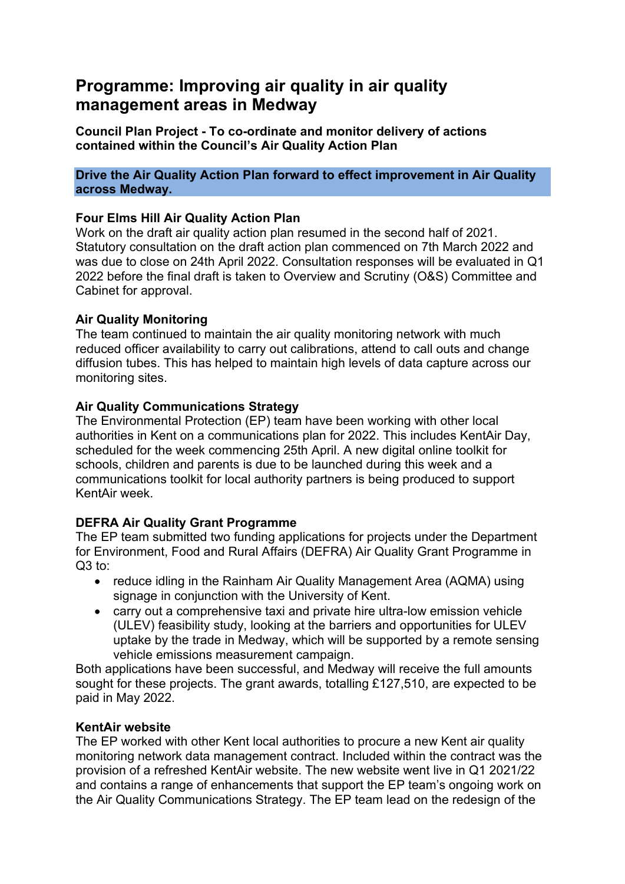# Programme: Improving air quality in air quality management areas in Medway

**Council Plan Project - To co-ordinate and monitor delivery of actions contained within the Council's Air Quality Action Plan**

**Drive the Air Quality Action Plan forward to effect improvement in Air Quality across Medway.**

**Four Elms Hill Air Quality Action Plan**
Work on the draft air quality action plan resumed in the second half of 2021. Statutory consultation on the draft action plan commenced on 7th March 2022 and was due to close on 24th April 2022. Consultation responses will be evaluated in Q1 2022 before the final draft is taken to Overview and Scrutiny (O&S) Committee and Cabinet for approval.

**Air Quality Monitoring**
The team continued to maintain the air quality monitoring network with much reduced officer availability to carry out calibrations, attend to call outs and change diffusion tubes. This has helped to maintain high levels of data capture across our monitoring sites.

**Air Quality Communications Strategy**
The Environmental Protection (EP) team have been working with other local authorities in Kent on a communications plan for 2022. This includes KentAir Day, scheduled for the week commencing 25th April. A new digital online toolkit for schools, children and parents is due to be launched during this week and a communications toolkit for local authority partners is being produced to support KentAir week.

**DEFRA Air Quality Grant Programme**
The EP team submitted two funding applications for projects under the Department for Environment, Food and Rural Affairs (DEFRA) Air Quality Grant Programme in Q3 to:

- reduce idling in the Rainham Air Quality Management Area (AQMA) using signage in conjunction with the University of Kent.
- carry out a comprehensive taxi and private hire ultra-low emission vehicle (ULEV) feasibility study, looking at the barriers and opportunities for ULEV uptake by the trade in Medway, which will be supported by a remote sensing vehicle emissions measurement campaign.

Both applications have been successful, and Medway will receive the full amounts sought for these projects. The grant awards, totalling £127,510, are expected to be paid in May 2022.

**KentAir website**
The EP worked with other Kent local authorities to procure a new Kent air quality monitoring network data management contract. Included within the contract was the provision of a refreshed KentAir website. The new website went live in Q1 2021/22 and contains a range of enhancements that support the EP team's ongoing work on the Air Quality Communications Strategy. The EP team lead on the redesign of the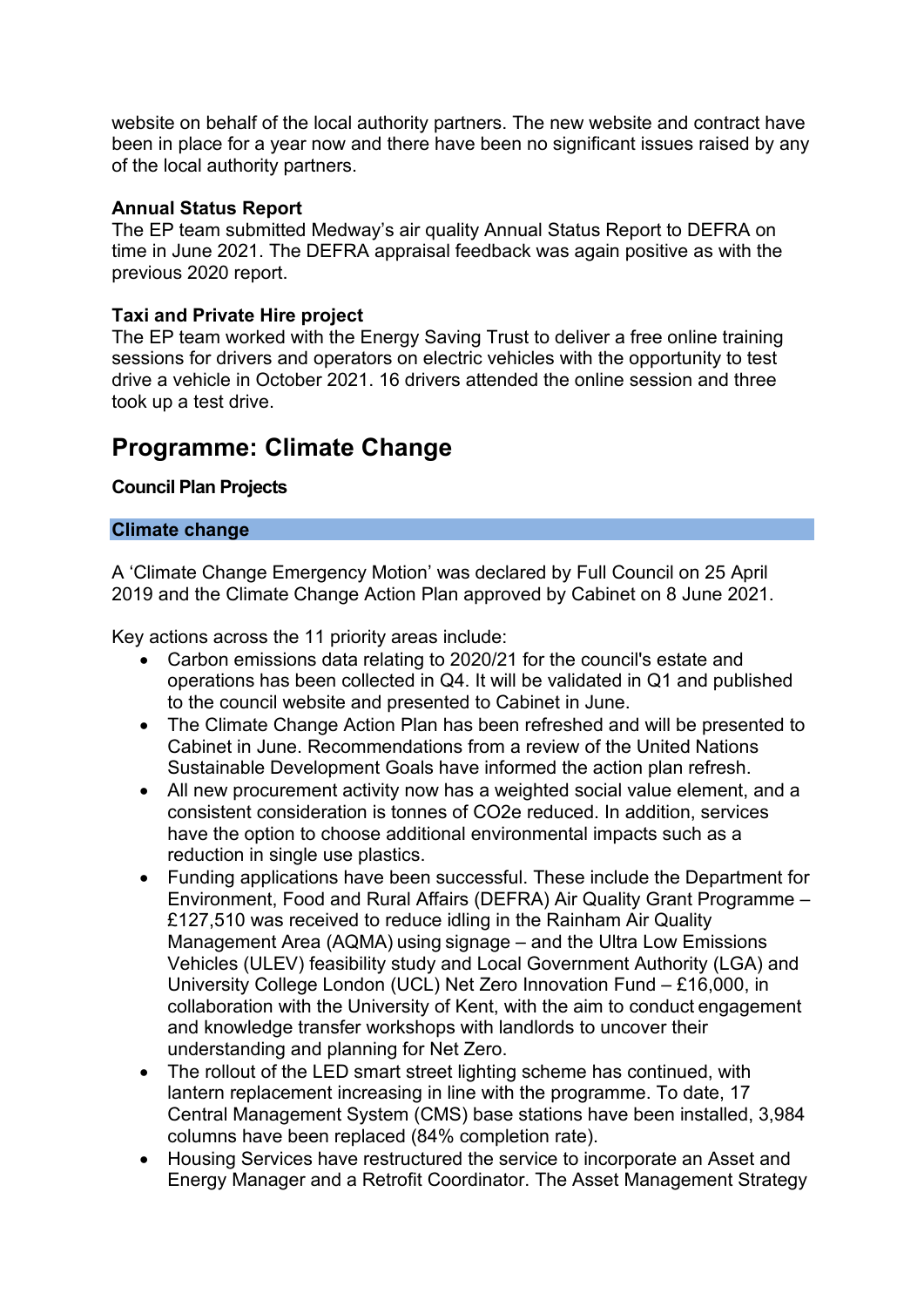website on behalf of the local authority partners. The new website and contract have been in place for a year now and there have been no significant issues raised by any of the local authority partners.

**Annual Status Report**
The EP team submitted Medway's air quality Annual Status Report to DEFRA on time in June 2021. The DEFRA appraisal feedback was again positive as with the previous 2020 report.

**Taxi and Private Hire project**
The EP team worked with the Energy Saving Trust to deliver a free online training sessions for drivers and operators on electric vehicles with the opportunity to test drive a vehicle in October 2021. 16 drivers attended the online session and three took up a test drive.

## Programme: Climate Change

**Council Plan Projects**

**Climate change**

A 'Climate Change Emergency Motion' was declared by Full Council on 25 April 2019 and the Climate Change Action Plan approved by Cabinet on 8 June 2021.

Key actions across the 11 priority areas include:

- Carbon emissions data relating to 2020/21 for the council's estate and operations has been collected in Q4. It will be validated in Q1 and published to the council website and presented to Cabinet in June.
- The Climate Change Action Plan has been refreshed and will be presented to Cabinet in June. Recommendations from a review of the United Nations Sustainable Development Goals have informed the action plan refresh.
- All new procurement activity now has a weighted social value element, and a consistent consideration is tonnes of $CO_2e$ reduced. In addition, services have the option to choose additional environmental impacts such as a reduction in single use plastics.
- Funding applications have been successful. These include the Department for Environment, Food and Rural Affairs (DEFRA) Air Quality Grant Programme – £127,510 was received to reduce idling in the Rainham Air Quality Management Area (AQMA) using signage – and the Ultra Low Emissions Vehicles (ULEV) feasibility study and Local Government Authority (LGA) and University College London (UCL) Net Zero Innovation Fund – £16,000, in collaboration with the University of Kent, with the aim to conduct engagement and knowledge transfer workshops with landlords to uncover their understanding and planning for Net Zero.
- The rollout of the LED smart street lighting scheme has continued, with lantern replacement increasing in line with the programme. To date, 17 Central Management System (CMS) base stations have been installed, 3,984 columns have been replaced (84% completion rate).
- Housing Services have restructured the service to incorporate an Asset and Energy Manager and a Retrofit Coordinator. The Asset Management Strategy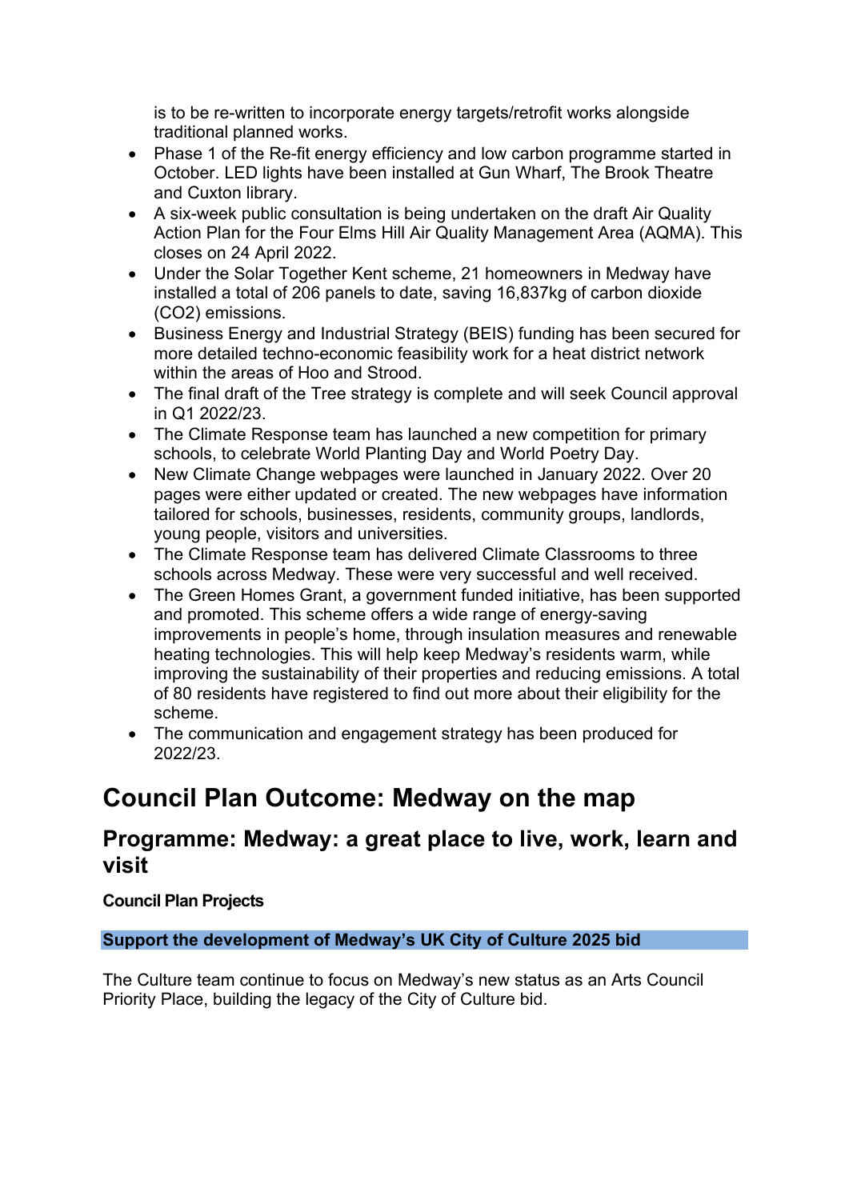is to be re-written to incorporate energy targets/retrofit works alongside traditional planned works.

- Phase 1 of the Re-fit energy efficiency and low carbon programme started in October. LED lights have been installed at Gun Wharf, The Brook Theatre and Cuxton library.
- A six-week public consultation is being undertaken on the draft Air Quality Action Plan for the Four Elms Hill Air Quality Management Area (AQMA). This closes on 24 April 2022.
- Under the Solar Together Kent scheme, 21 homeowners in Medway have installed a total of 206 panels to date, saving 16,837kg of carbon dioxide ($CO_2$) emissions.
- Business Energy and Industrial Strategy (BEIS) funding has been secured for more detailed techno-economic feasibility work for a heat district network within the areas of Hoo and Strood.
- The final draft of the Tree strategy is complete and will seek Council approval in Q1 2022/23.
- The Climate Response team has launched a new competition for primary schools, to celebrate World Planting Day and World Poetry Day.
- New Climate Change webpages were launched in January 2022. Over 20 pages were either updated or created. The new webpages have information tailored for schools, businesses, residents, community groups, landlords, young people, visitors and universities.
- The Climate Response team has delivered Climate Classrooms to three schools across Medway. These were very successful and well received.
- The Green Homes Grant, a government funded initiative, has been supported and promoted. This scheme offers a wide range of energy-saving improvements in people's home, through insulation measures and renewable heating technologies. This will help keep Medway's residents warm, while improving the sustainability of their properties and reducing emissions. A total of 80 residents have registered to find out more about their eligibility for the scheme.
- The communication and engagement strategy has been produced for 2022/23.

# Council Plan Outcome: Medway on the map

## Programme: Medway: a great place to live, work, learn and visit

**Council Plan Projects**

**Support the development of Medway's UK City of Culture 2025 bid**

The Culture team continue to focus on Medway's new status as an Arts Council Priority Place, building the legacy of the City of Culture bid.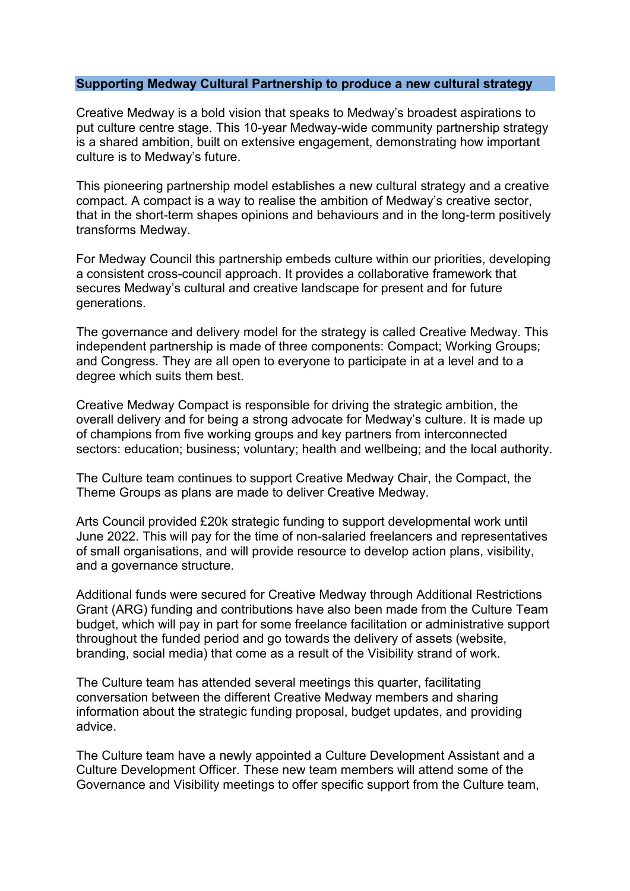### **Supporting Medway Cultural Partnership to produce a new cultural strategy**

Creative Medway is a bold vision that speaks to Medway's broadest aspirations to put culture centre stage. This 10-year Medway-wide community partnership strategy is a shared ambition, built on extensive engagement, demonstrating how important culture is to Medway's future.

This pioneering partnership model establishes a new cultural strategy and a creative compact. A compact is a way to realise the ambition of Medway's creative sector, that in the short-term shapes opinions and behaviours and in the long-term positively transforms Medway.

For Medway Council this partnership embeds culture within our priorities, developing a consistent cross-council approach. It provides a collaborative framework that secures Medway's cultural and creative landscape for present and for future generations.

The governance and delivery model for the strategy is called Creative Medway. This independent partnership is made of three components: Compact; Working Groups; and Congress. They are all open to everyone to participate in at a level and to a degree which suits them best.

Creative Medway Compact is responsible for driving the strategic ambition, the overall delivery and for being a strong advocate for Medway's culture. It is made up of champions from five working groups and key partners from interconnected sectors: education; business; voluntary; health and wellbeing; and the local authority.

The Culture team continues to support Creative Medway Chair, the Compact, the Theme Groups as plans are made to deliver Creative Medway.

Arts Council provided £20k strategic funding to support developmental work until June 2022. This will pay for the time of non-salaried freelancers and representatives of small organisations, and will provide resource to develop action plans, visibility, and a governance structure.

Additional funds were secured for Creative Medway through Additional Restrictions Grant (ARG) funding and contributions have also been made from the Culture Team budget, which will pay in part for some freelance facilitation or administrative support throughout the funded period and go towards the delivery of assets (website, branding, social media) that come as a result of the Visibility strand of work.

The Culture team has attended several meetings this quarter, facilitating conversation between the different Creative Medway members and sharing information about the strategic funding proposal, budget updates, and providing advice.

The Culture team have a newly appointed a Culture Development Assistant and a Culture Development Officer. These new team members will attend some of the Governance and Visibility meetings to offer specific support from the Culture team,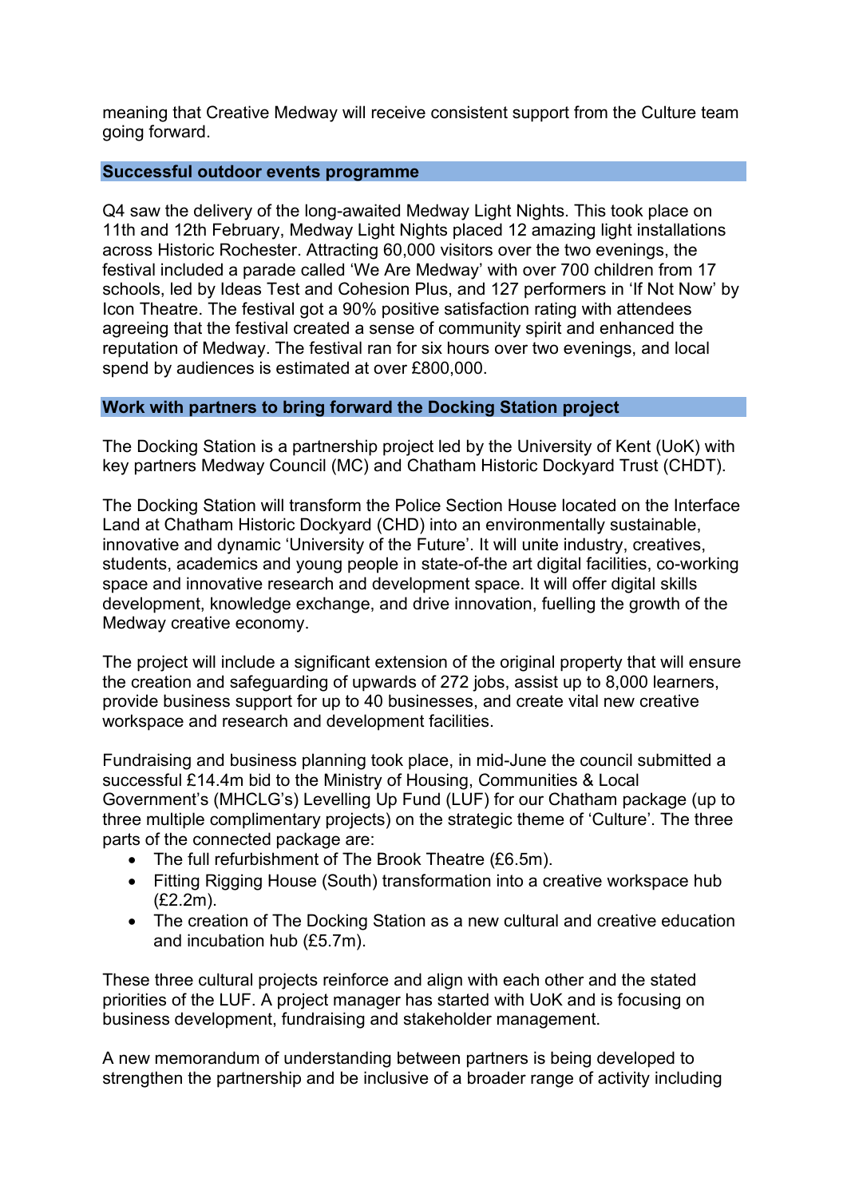meaning that Creative Medway will receive consistent support from the Culture team going forward.

### Successful outdoor events programme

Q4 saw the delivery of the long-awaited Medway Light Nights. This took place on 11th and 12th February, Medway Light Nights placed 12 amazing light installations across Historic Rochester. Attracting 60,000 visitors over the two evenings, the festival included a parade called 'We Are Medway' with over 700 children from 17 schools, led by Ideas Test and Cohesion Plus, and 127 performers in 'If Not Now' by Icon Theatre. The festival got a 90% positive satisfaction rating with attendees agreeing that the festival created a sense of community spirit and enhanced the reputation of Medway. The festival ran for six hours over two evenings, and local spend by audiences is estimated at over £800,000.

### Work with partners to bring forward the Docking Station project

The Docking Station is a partnership project led by the University of Kent (UoK) with key partners Medway Council (MC) and Chatham Historic Dockyard Trust (CHDT).

The Docking Station will transform the Police Section House located on the Interface Land at Chatham Historic Dockyard (CHD) into an environmentally sustainable, innovative and dynamic 'University of the Future'. It will unite industry, creatives, students, academics and young people in state-of-the art digital facilities, co-working space and innovative research and development space. It will offer digital skills development, knowledge exchange, and drive innovation, fuelling the growth of the Medway creative economy.

The project will include a significant extension of the original property that will ensure the creation and safeguarding of upwards of 272 jobs, assist up to 8,000 learners, provide business support for up to 40 businesses, and create vital new creative workspace and research and development facilities.

Fundraising and business planning took place, in mid-June the council submitted a successful £14.4m bid to the Ministry of Housing, Communities & Local Government's (MHCLG's) Levelling Up Fund (LUF) for our Chatham package (up to three multiple complimentary projects) on the strategic theme of 'Culture'. The three parts of the connected package are:

- The full refurbishment of The Brook Theatre (£6.5m).
- Fitting Rigging House (South) transformation into a creative workspace hub (£2.2m).
- The creation of The Docking Station as a new cultural and creative education and incubation hub (£5.7m).

These three cultural projects reinforce and align with each other and the stated priorities of the LUF. A project manager has started with UoK and is focusing on business development, fundraising and stakeholder management.

A new memorandum of understanding between partners is being developed to strengthen the partnership and be inclusive of a broader range of activity including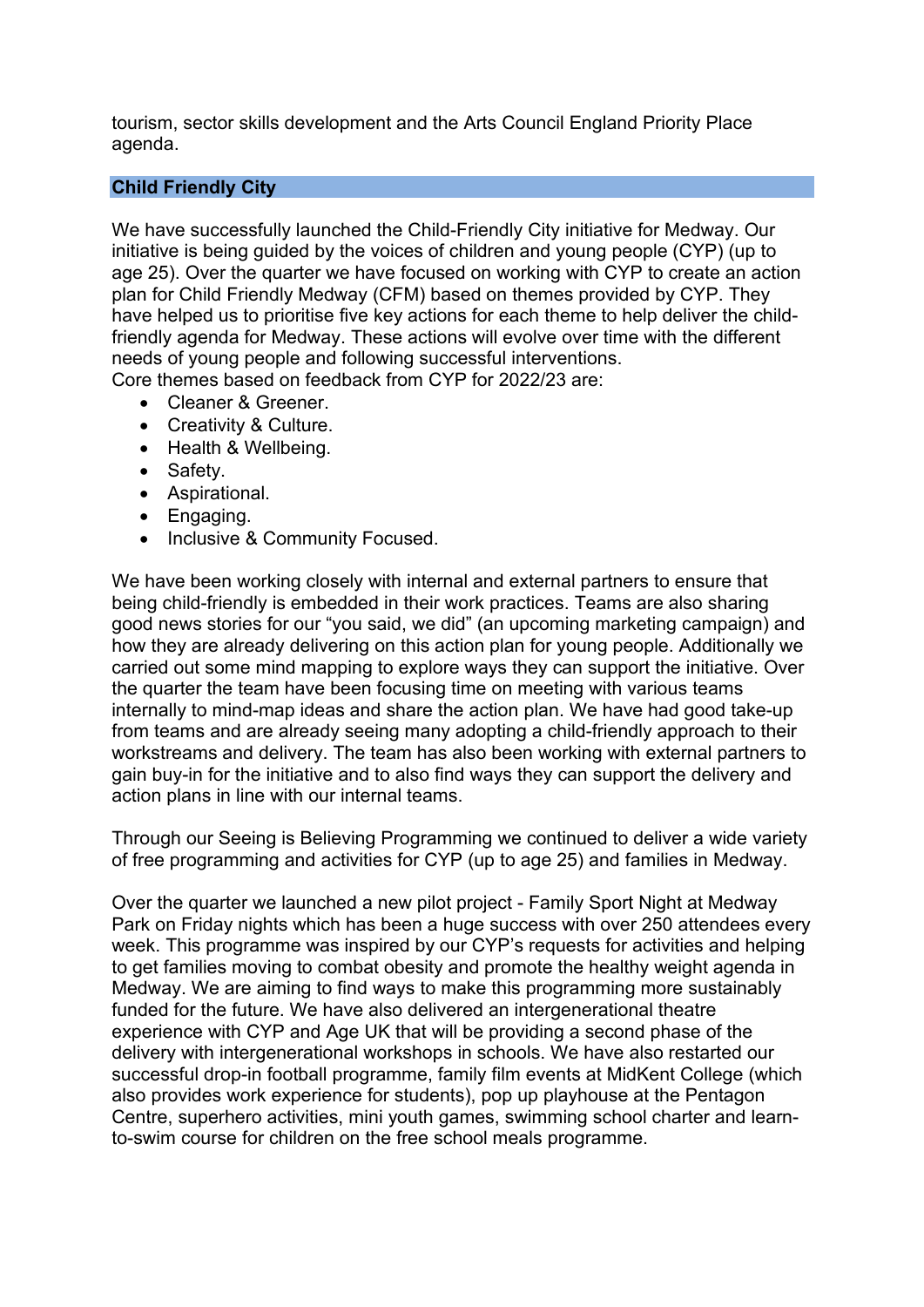tourism, sector skills development and the Arts Council England Priority Place agenda.

## Child Friendly City

We have successfully launched the Child-Friendly City initiative for Medway. Our initiative is being guided by the voices of children and young people (CYP) (up to age 25). Over the quarter we have focused on working with CYP to create an action plan for Child Friendly Medway (CFM) based on themes provided by CYP. They have helped us to prioritise five key actions for each theme to help deliver the child-friendly agenda for Medway. These actions will evolve over time with the different needs of young people and following successful interventions.
Core themes based on feedback from CYP for 2022/23 are:

- Cleaner & Greener.
- Creativity & Culture.
- Health & Wellbeing.
- Safety.
- Aspirational.
- Engaging.
- Inclusive & Community Focused.

We have been working closely with internal and external partners to ensure that being child-friendly is embedded in their work practices. Teams are also sharing good news stories for our "you said, we did" (an upcoming marketing campaign) and how they are already delivering on this action plan for young people. Additionally we carried out some mind mapping to explore ways they can support the initiative. Over the quarter the team have been focusing time on meeting with various teams internally to mind-map ideas and share the action plan. We have had good take-up from teams and are already seeing many adopting a child-friendly approach to their workstreams and delivery. The team has also been working with external partners to gain buy-in for the initiative and to also find ways they can support the delivery and action plans in line with our internal teams.

Through our Seeing is Believing Programming we continued to deliver a wide variety of free programming and activities for CYP (up to age 25) and families in Medway.

Over the quarter we launched a new pilot project - Family Sport Night at Medway Park on Friday nights which has been a huge success with over 250 attendees every week. This programme was inspired by our CYP's requests for activities and helping to get families moving to combat obesity and promote the healthy weight agenda in Medway. We are aiming to find ways to make this programming more sustainably funded for the future. We have also delivered an intergenerational theatre experience with CYP and Age UK that will be providing a second phase of the delivery with intergenerational workshops in schools. We have also restarted our successful drop-in football programme, family film events at MidKent College (which also provides work experience for students), pop up playhouse at the Pentagon Centre, superhero activities, mini youth games, swimming school charter and learn-to-swim course for children on the free school meals programme.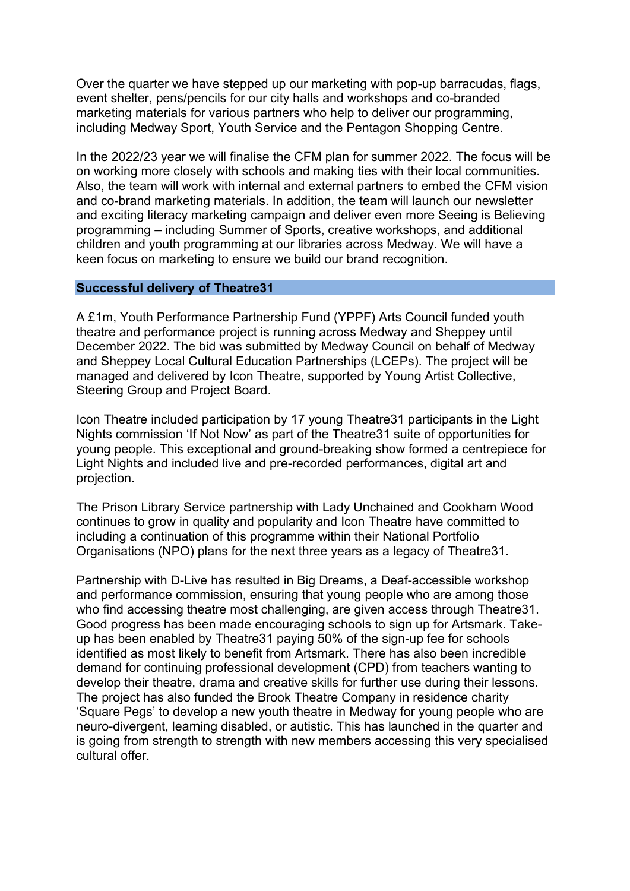Over the quarter we have stepped up our marketing with pop-up barracudas, flags, event shelter, pens/pencils for our city halls and workshops and co-branded marketing materials for various partners who help to deliver our programming, including Medway Sport, Youth Service and the Pentagon Shopping Centre.

In the 2022/23 year we will finalise the CFM plan for summer 2022. The focus will be on working more closely with schools and making ties with their local communities. Also, the team will work with internal and external partners to embed the CFM vision and co-brand marketing materials. In addition, the team will launch our newsletter and exciting literacy marketing campaign and deliver even more Seeing is Believing programming – including Summer of Sports, creative workshops, and additional children and youth programming at our libraries across Medway. We will have a keen focus on marketing to ensure we build our brand recognition.

## Successful delivery of Theatre31

A £1m, Youth Performance Partnership Fund (YPPF) Arts Council funded youth theatre and performance project is running across Medway and Sheppey until December 2022. The bid was submitted by Medway Council on behalf of Medway and Sheppey Local Cultural Education Partnerships (LCEPs). The project will be managed and delivered by Icon Theatre, supported by Young Artist Collective, Steering Group and Project Board.

Icon Theatre included participation by 17 young Theatre31 participants in the Light Nights commission 'If Not Now' as part of the Theatre31 suite of opportunities for young people. This exceptional and ground-breaking show formed a centrepiece for Light Nights and included live and pre-recorded performances, digital art and projection.

The Prison Library Service partnership with Lady Unchained and Cookham Wood continues to grow in quality and popularity and Icon Theatre have committed to including a continuation of this programme within their National Portfolio Organisations (NPO) plans for the next three years as a legacy of Theatre31.

Partnership with D-Live has resulted in Big Dreams, a Deaf-accessible workshop and performance commission, ensuring that young people who are among those who find accessing theatre most challenging, are given access through Theatre31. Good progress has been made encouraging schools to sign up for Artsmark. Take-up has been enabled by Theatre31 paying 50% of the sign-up fee for schools identified as most likely to benefit from Artsmark. There has also been incredible demand for continuing professional development (CPD) from teachers wanting to develop their theatre, drama and creative skills for further use during their lessons. The project has also funded the Brook Theatre Company in residence charity 'Square Pegs' to develop a new youth theatre in Medway for young people who are neuro-divergent, learning disabled, or autistic. This has launched in the quarter and is going from strength to strength with new members accessing this very specialised cultural offer.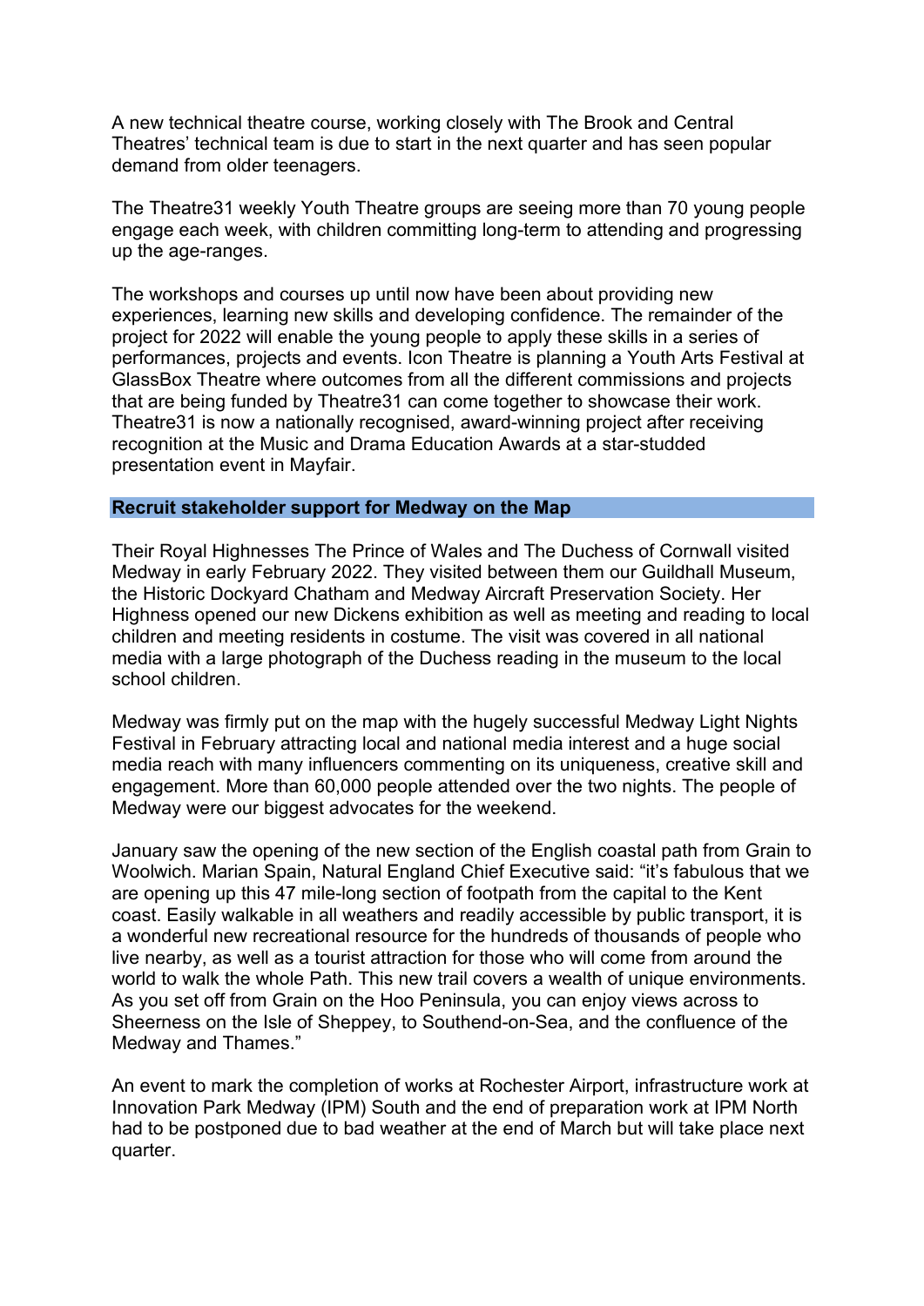A new technical theatre course, working closely with The Brook and Central Theatres' technical team is due to start in the next quarter and has seen popular demand from older teenagers.

The Theatre31 weekly Youth Theatre groups are seeing more than 70 young people engage each week, with children committing long-term to attending and progressing up the age-ranges.

The workshops and courses up until now have been about providing new experiences, learning new skills and developing confidence. The remainder of the project for 2022 will enable the young people to apply these skills in a series of performances, projects and events. Icon Theatre is planning a Youth Arts Festival at GlassBox Theatre where outcomes from all the different commissions and projects that are being funded by Theatre31 can come together to showcase their work. Theatre31 is now a nationally recognised, award-winning project after receiving recognition at the Music and Drama Education Awards at a star-studded presentation event in Mayfair.

**Recruit stakeholder support for Medway on the Map**

Their Royal Highnesses The Prince of Wales and The Duchess of Cornwall visited Medway in early February 2022. They visited between them our Guildhall Museum, the Historic Dockyard Chatham and Medway Aircraft Preservation Society. Her Highness opened our new Dickens exhibition as well as meeting and reading to local children and meeting residents in costume. The visit was covered in all national media with a large photograph of the Duchess reading in the museum to the local school children.

Medway was firmly put on the map with the hugely successful Medway Light Nights Festival in February attracting local and national media interest and a huge social media reach with many influencers commenting on its uniqueness, creative skill and engagement. More than 60,000 people attended over the two nights. The people of Medway were our biggest advocates for the weekend.

January saw the opening of the new section of the English coastal path from Grain to Woolwich. Marian Spain, Natural England Chief Executive said: "it's fabulous that we are opening up this 47 mile-long section of footpath from the capital to the Kent coast. Easily walkable in all weathers and readily accessible by public transport, it is a wonderful new recreational resource for the hundreds of thousands of people who live nearby, as well as a tourist attraction for those who will come from around the world to walk the whole Path. This new trail covers a wealth of unique environments. As you set off from Grain on the Hoo Peninsula, you can enjoy views across to Sheerness on the Isle of Sheppey, to Southend-on-Sea, and the confluence of the Medway and Thames."

An event to mark the completion of works at Rochester Airport, infrastructure work at Innovation Park Medway (IPM) South and the end of preparation work at IPM North had to be postponed due to bad weather at the end of March but will take place next quarter.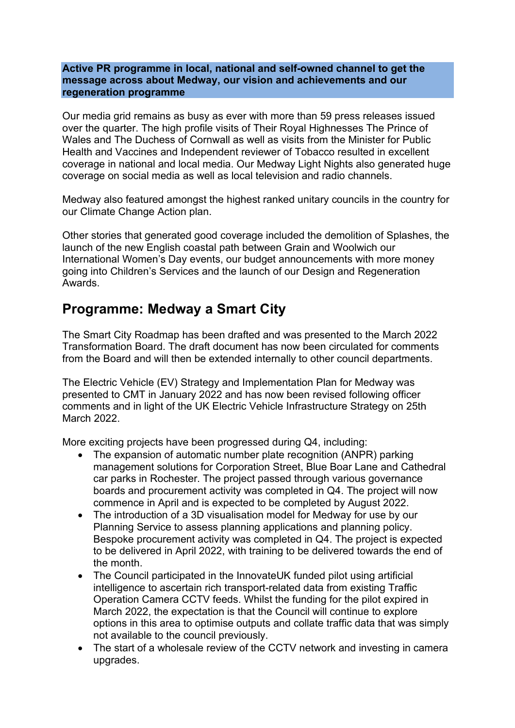**Active PR programme in local, national and self-owned channel to get the message across about Medway, our vision and achievements and our regeneration programme**

Our media grid remains as busy as ever with more than 59 press releases issued over the quarter. The high profile visits of Their Royal Highnesses The Prince of Wales and The Duchess of Cornwall as well as visits from the Minister for Public Health and Vaccines and Independent reviewer of Tobacco resulted in excellent coverage in national and local media. Our Medway Light Nights also generated huge coverage on social media as well as local television and radio channels.

Medway also featured amongst the highest ranked unitary councils in the country for our Climate Change Action plan.

Other stories that generated good coverage included the demolition of Splashes, the launch of the new English coastal path between Grain and Woolwich our International Women's Day events, our budget announcements with more money going into Children's Services and the launch of our Design and Regeneration Awards.

## Programme: Medway a Smart City

The Smart City Roadmap has been drafted and was presented to the March 2022 Transformation Board. The draft document has now been circulated for comments from the Board and will then be extended internally to other council departments.

The Electric Vehicle (EV) Strategy and Implementation Plan for Medway was presented to CMT in January 2022 and has now been revised following officer comments and in light of the UK Electric Vehicle Infrastructure Strategy on 25th March 2022.

More exciting projects have been progressed during Q4, including:

- The expansion of automatic number plate recognition (ANPR) parking management solutions for Corporation Street, Blue Boar Lane and Cathedral car parks in Rochester. The project passed through various governance boards and procurement activity was completed in Q4. The project will now commence in April and is expected to be completed by August 2022.
- The introduction of a 3D visualisation model for Medway for use by our Planning Service to assess planning applications and planning policy. Bespoke procurement activity was completed in Q4. The project is expected to be delivered in April 2022, with training to be delivered towards the end of the month.
- The Council participated in the InnovateUK funded pilot using artificial intelligence to ascertain rich transport-related data from existing Traffic Operation Camera CCTV feeds. Whilst the funding for the pilot expired in March 2022, the expectation is that the Council will continue to explore options in this area to optimise outputs and collate traffic data that was simply not available to the council previously.
- The start of a wholesale review of the CCTV network and investing in camera upgrades.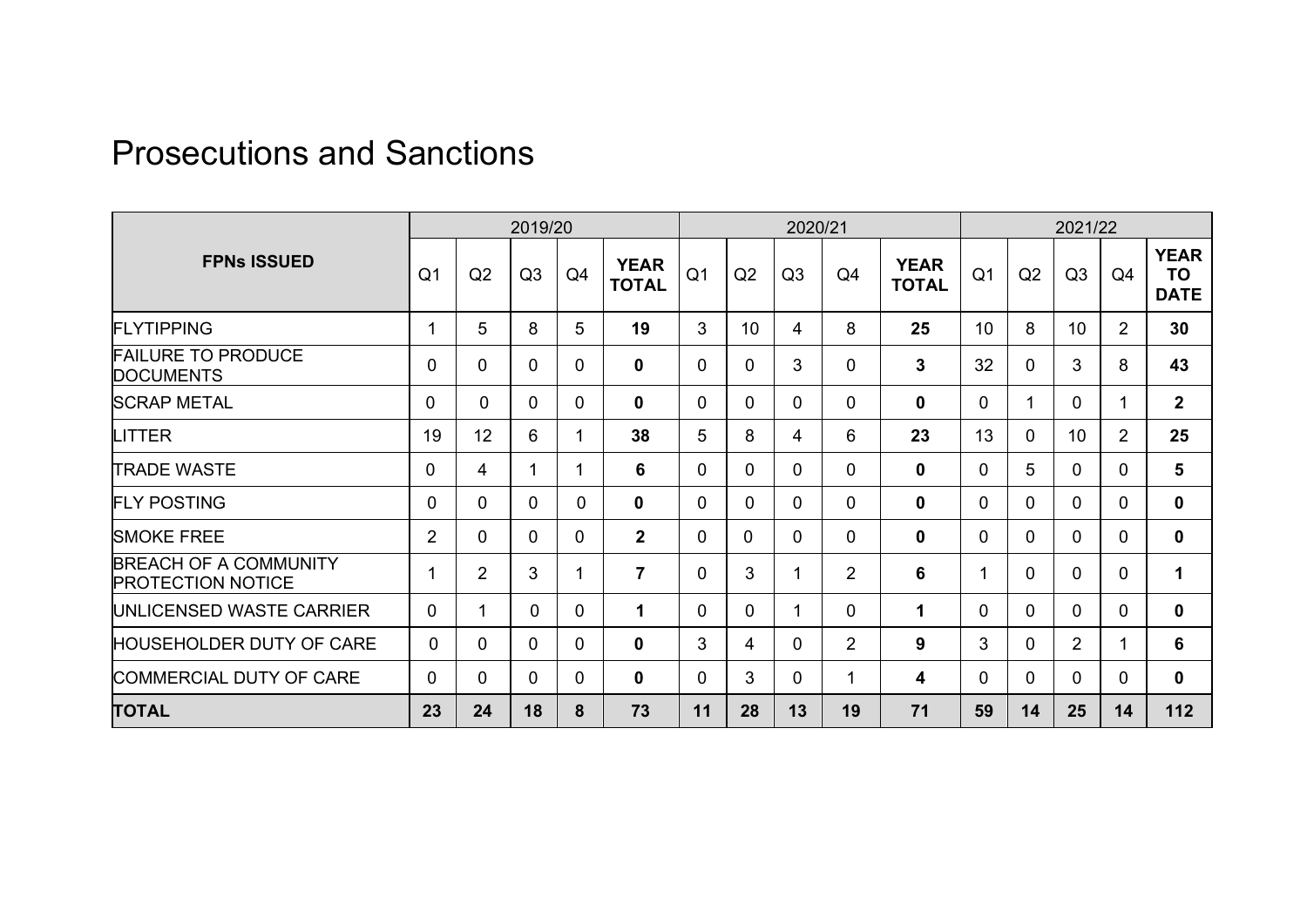# Prosecutions and Sanctions

| FPNs ISSUED | 2019/20 | | | | | 2020/21 | | | | | 2021/22 | | | | |
|---|---|---|---|---|---|---|---|---|---|---|---|---|---|---|---|
| | Q1 | Q2 | Q3 | Q4 | **YEAR TOTAL** | Q1 | Q2 | Q3 | Q4 | **YEAR TOTAL** | Q1 | Q2 | Q3 | Q4 | **YEAR TO DATE** |
| FLYTIPPING | 1 | 5 | 8 | 5 | **19** | 3 | 10 | 4 | 8 | **25** | 10 | 8 | 10 | 2 | **30** |
| FAILURE TO PRODUCE DOCUMENTS | 0 | 0 | 0 | 0 | **0** | 0 | 0 | 3 | 0 | **3** | 32 | 0 | 3 | 8 | **43** |
| SCRAP METAL | 0 | 0 | 0 | 0 | **0** | 0 | 0 | 0 | 0 | **0** | 0 | 1 | 0 | 1 | **2** |
| LITTER | 19 | 12 | 6 | 1 | **38** | 5 | 8 | 4 | 6 | **23** | 13 | 0 | 10 | 2 | **25** |
| TRADE WASTE | 0 | 4 | 1 | 1 | **6** | 0 | 0 | 0 | 0 | **0** | 0 | 5 | 0 | 0 | **5** |
| FLY POSTING | 0 | 0 | 0 | 0 | **0** | 0 | 0 | 0 | 0 | **0** | 0 | 0 | 0 | 0 | **0** |
| SMOKE FREE | 2 | 0 | 0 | 0 | **2** | 0 | 0 | 0 | 0 | **0** | 0 | 0 | 0 | 0 | **0** |
| BREACH OF A COMMUNITY PROTECTION NOTICE | 1 | 2 | 3 | 1 | **7** | 0 | 3 | 1 | 2 | **6** | 1 | 0 | 0 | 0 | **1** |
| UNLICENSED WASTE CARRIER | 0 | 1 | 0 | 0 | **1** | 0 | 0 | 1 | 0 | **1** | 0 | 0 | 0 | 0 | **0** |
| HOUSEHOLDER DUTY OF CARE | 0 | 0 | 0 | 0 | **0** | 3 | 4 | 0 | 2 | **9** | 3 | 0 | 2 | 1 | **6** |
| COMMERCIAL DUTY OF CARE | 0 | 0 | 0 | 0 | **0** | 0 | 3 | 0 | 1 | **4** | 0 | 0 | 0 | 0 | **0** |
| **TOTAL** | **23** | **24** | **18** | **8** | **73** | **11** | **28** | **13** | **19** | **71** | **59** | **14** | **25** | **14** | **112** |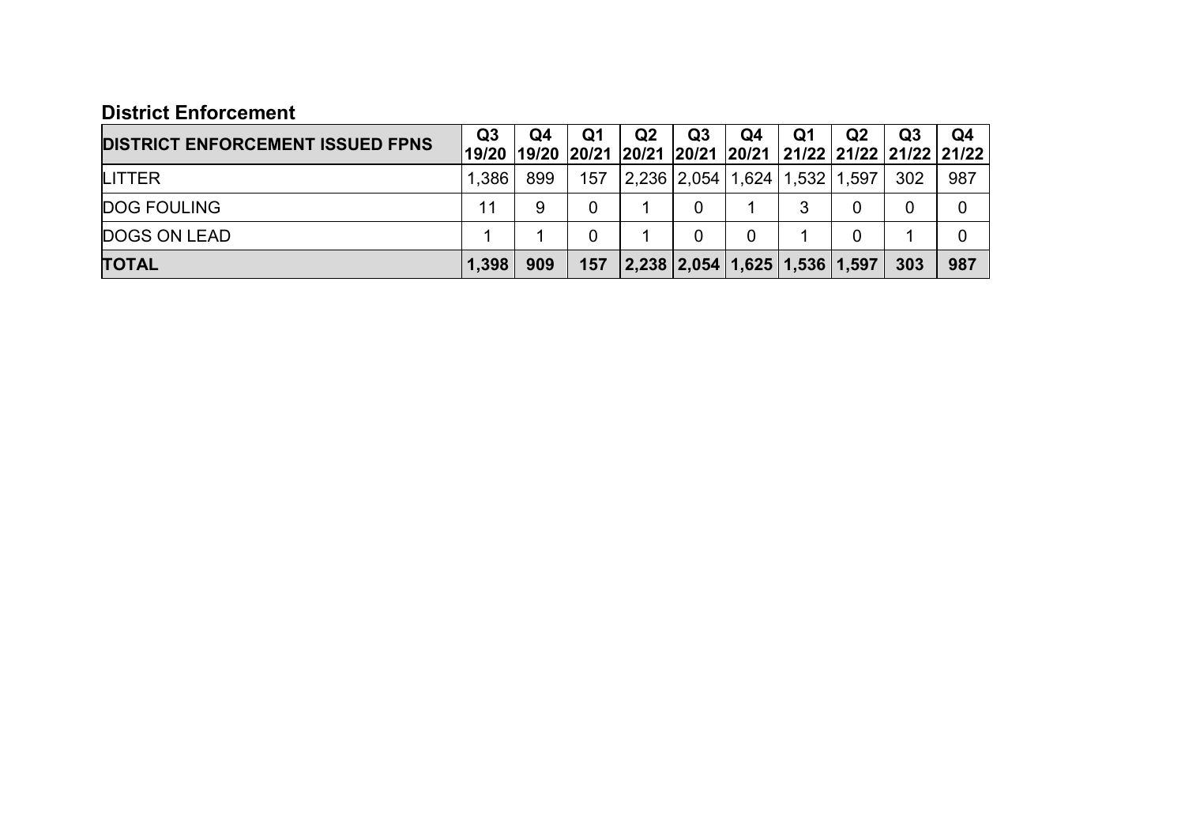## District Enforcement

| DISTRICT ENFORCEMENT ISSUED FPNS | Q3 19/20 | Q4 19/20 | Q1 20/21 | Q2 20/21 | Q3 20/21 | Q4 20/21 | Q1 21/22 | Q2 21/22 | Q3 21/22 | Q4 21/22 |
|---|---|---|---|---|---|---|---|---|---|---|
| LITTER | 1,386 | 899 | 157 | 2,236 | 2,054 | 1,624 | 1,532 | 1,597 | 302 | 987 |
| DOG FOULING | 11 | 9 | 0 | 1 | 0 | 1 | 3 | 0 | 0 | 0 |
| DOGS ON LEAD | 1 | 1 | 0 | 1 | 0 | 0 | 1 | 0 | 1 | 0 |
| **TOTAL** | **1,398** | **909** | **157** | **2,238** | **2,054** | **1,625** | **1,536** | **1,597** | **303** | **987** |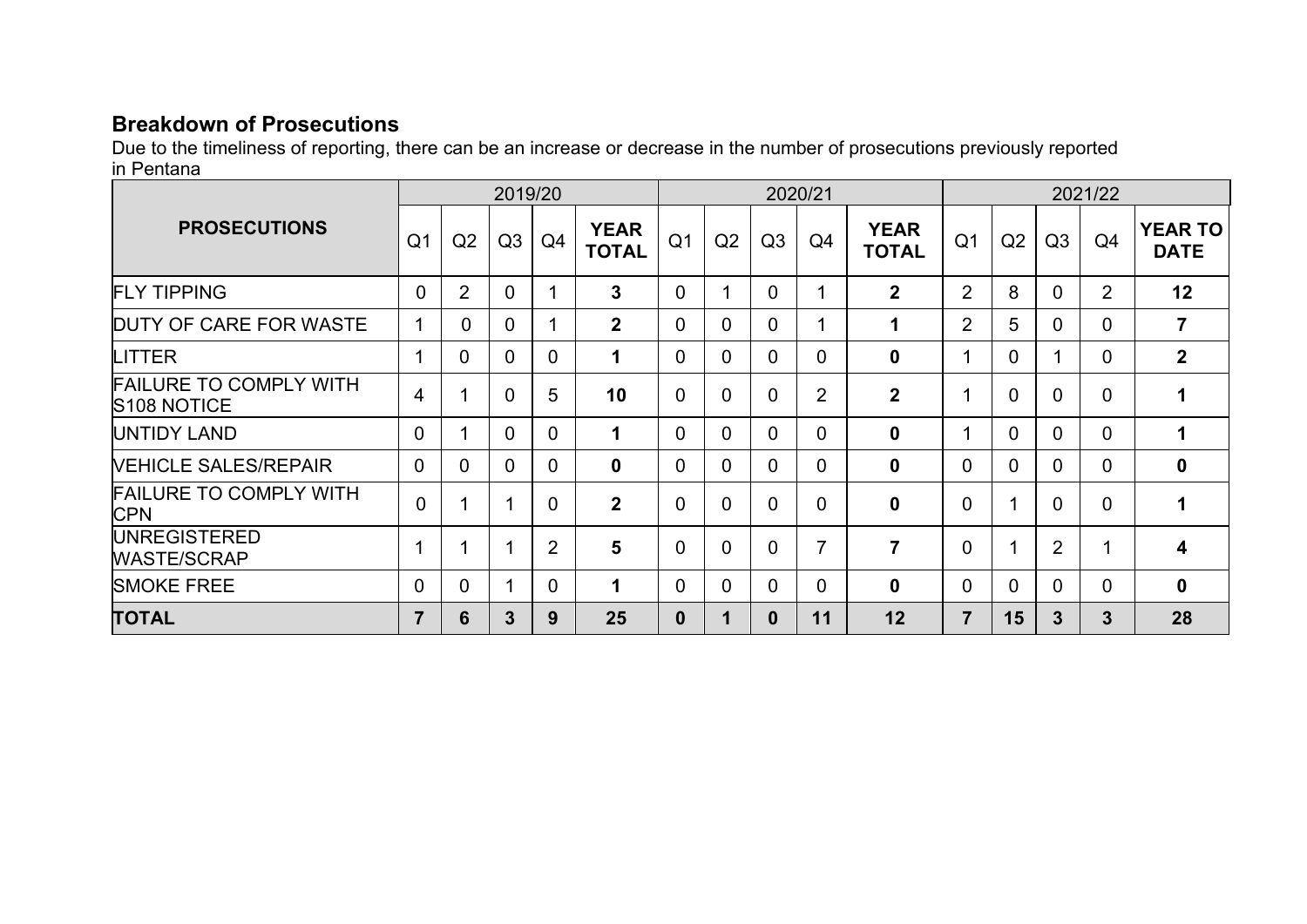## Breakdown of Prosecutions

Due to the timeliness of reporting, there can be an increase or decrease in the number of prosecutions previously reported in Pentana

| PROSECUTIONS | 2019/20 | | | | | 2020/21 | | | | | 2021/22 | | | | |
|---|---|---|---|---|---|---|---|---|---|---|---|---|---|---|---|
| | Q1 | Q2 | Q3 | Q4 | **YEAR TOTAL** | Q1 | Q2 | Q3 | Q4 | **YEAR TOTAL** | Q1 | Q2 | Q3 | Q4 | **YEAR TO DATE** |
| FLY TIPPING | 0 | 2 | 0 | 1 | **3** | 0 | 1 | 0 | 1 | **2** | 2 | 8 | 0 | 2 | **12** |
| DUTY OF CARE FOR WASTE | 1 | 0 | 0 | 1 | **2** | 0 | 0 | 0 | 1 | **1** | 2 | 5 | 0 | 0 | **7** |
| LITTER | 1 | 0 | 0 | 0 | **1** | 0 | 0 | 0 | 0 | **0** | 1 | 0 | 1 | 0 | **2** |
| FAILURE TO COMPLY WITH S108 NOTICE | 4 | 1 | 0 | 5 | **10** | 0 | 0 | 0 | 2 | **2** | 1 | 0 | 0 | 0 | **1** |
| UNTIDY LAND | 0 | 1 | 0 | 0 | **1** | 0 | 0 | 0 | 0 | **0** | 1 | 0 | 0 | 0 | **1** |
| VEHICLE SALES/REPAIR | 0 | 0 | 0 | 0 | **0** | 0 | 0 | 0 | 0 | **0** | 0 | 0 | 0 | 0 | **0** |
| FAILURE TO COMPLY WITH CPN | 0 | 1 | 1 | 0 | **2** | 0 | 0 | 0 | 0 | **0** | 0 | 1 | 0 | 0 | **1** |
| UNREGISTERED WASTE/SCRAP | 1 | 1 | 1 | 2 | **5** | 0 | 0 | 0 | 7 | **7** | 0 | 1 | 2 | 1 | **4** |
| SMOKE FREE | 0 | 0 | 1 | 0 | **1** | 0 | 0 | 0 | 0 | **0** | 0 | 0 | 0 | 0 | **0** |
| **TOTAL** | **7** | **6** | **3** | **9** | **25** | **0** | **1** | **0** | **11** | **12** | **7** | **15** | **3** | **3** | **28** |